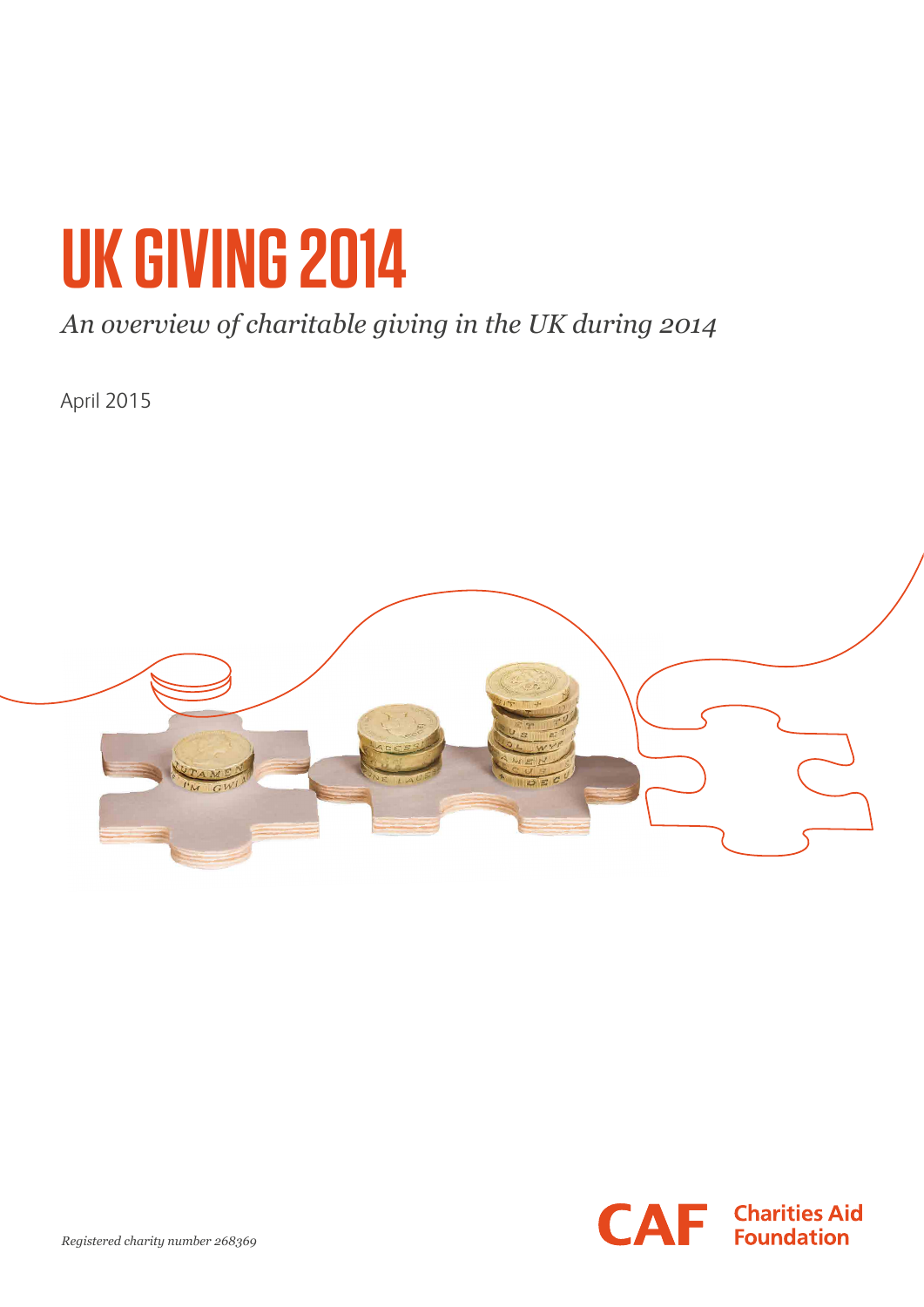# UK GIVING 2014

*An overview of charitable giving in the UK during 2014*

April 2015

CAF Charities Aid Foundation

*Registered charity number 268369*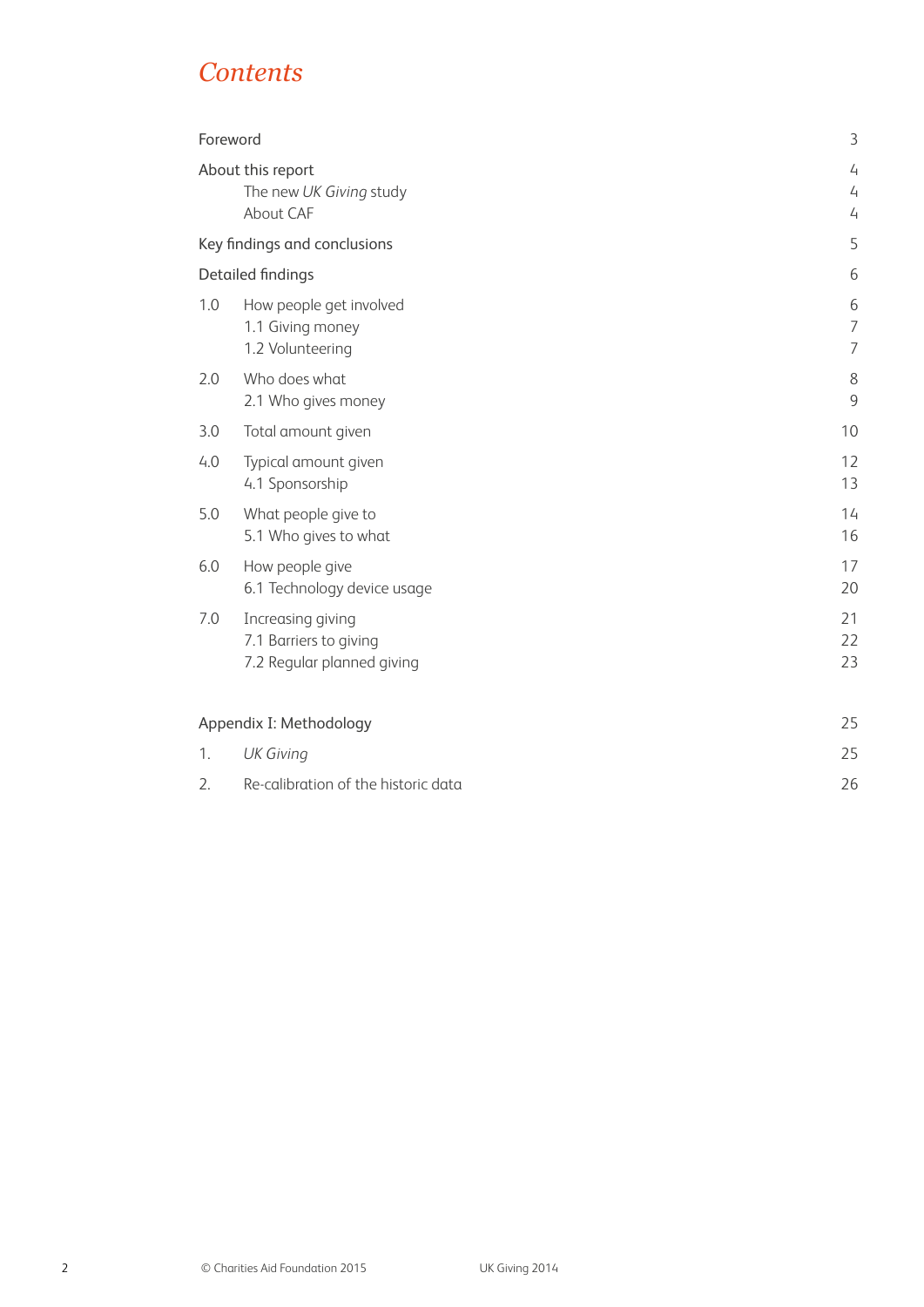# *Contents*

| | | |
|---|---|---|
| Foreword | | 3 |
| About this report | | 4 |
| | The new *UK Giving* study | 4 |
| | About CAF | 4 |
| Key findings and conclusions | | 5 |
| Detailed findings | | 6 |
| 1.0 | How people get involved | 6 |
| | 1.1 Giving money | 7 |
| | 1.2 Volunteering | 7 |
| 2.0 | Who does what | 8 |
| | 2.1 Who gives money | 9 |
| 3.0 | Total amount given | 10 |
| 4.0 | Typical amount given | 12 |
| | 4.1 Sponsorship | 13 |
| 5.0 | What people give to | 14 |
| | 5.1 Who gives to what | 16 |
| 6.0 | How people give | 17 |
| | 6.1 Technology device usage | 20 |
| 7.0 | Increasing giving | 21 |
| | 7.1 Barriers to giving | 22 |
| | 7.2 Regular planned giving | 23 |
| Appendix I: Methodology | | 25 |
| 1. | *UK Giving* | 25 |
| 2. | Re-calibration of the historic data | 26 |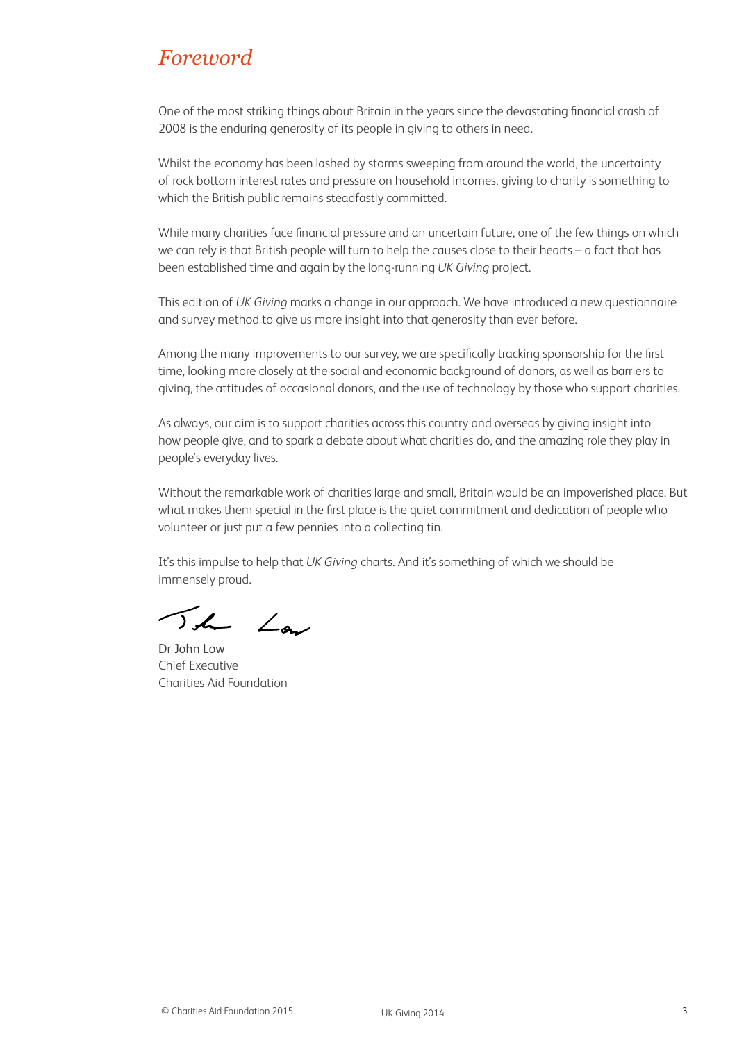# *Foreword*

One of the most striking things about Britain in the years since the devastating financial crash of 2008 is the enduring generosity of its people in giving to others in need.

Whilst the economy has been lashed by storms sweeping from around the world, the uncertainty of rock bottom interest rates and pressure on household incomes, giving to charity is something to which the British public remains steadfastly committed.

While many charities face financial pressure and an uncertain future, one of the few things on which we can rely is that British people will turn to help the causes close to their hearts – a fact that has been established time and again by the long-running *UK Giving* project.

This edition of *UK Giving* marks a change in our approach. We have introduced a new questionnaire and survey method to give us more insight into that generosity than ever before.

Among the many improvements to our survey, we are specifically tracking sponsorship for the first time, looking more closely at the social and economic background of donors, as well as barriers to giving, the attitudes of occasional donors, and the use of technology by those who support charities.

As always, our aim is to support charities across this country and overseas by giving insight into how people give, and to spark a debate about what charities do, and the amazing role they play in people's everyday lives.

Without the remarkable work of charities large and small, Britain would be an impoverished place. But what makes them special in the first place is the quiet commitment and dedication of people who volunteer or just put a few pennies into a collecting tin.

It's this impulse to help that *UK Giving* charts. And it's something of which we should be immensely proud.

Dr John Low  
Chief Executive  
Charities Aid Foundation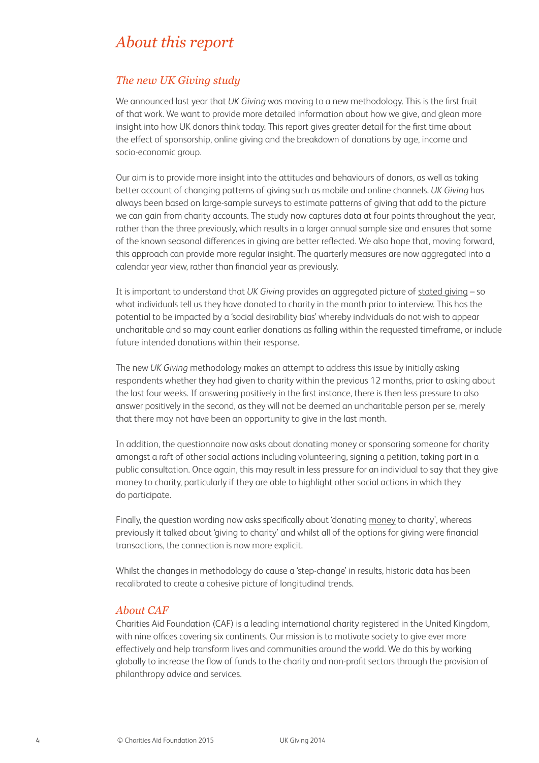# *About this report*

## *The new UK Giving study*

We announced last year that *UK Giving* was moving to a new methodology. This is the first fruit of that work. We want to provide more detailed information about how we give, and glean more insight into how UK donors think today. This report gives greater detail for the first time about the effect of sponsorship, online giving and the breakdown of donations by age, income and socio-economic group.

Our aim is to provide more insight into the attitudes and behaviours of donors, as well as taking better account of changing patterns of giving such as mobile and online channels. *UK Giving* has always been based on large-sample surveys to estimate patterns of giving that add to the picture we can gain from charity accounts. The study now captures data at four points throughout the year, rather than the three previously, which results in a larger annual sample size and ensures that some of the known seasonal differences in giving are better reflected. We also hope that, moving forward, this approach can provide more regular insight. The quarterly measures are now aggregated into a calendar year view, rather than financial year as previously.

It is important to understand that *UK Giving* provides an aggregated picture of stated giving – so what individuals tell us they have donated to charity in the month prior to interview. This has the potential to be impacted by a 'social desirability bias' whereby individuals do not wish to appear uncharitable and so may count earlier donations as falling within the requested timeframe, or include future intended donations within their response.

The new *UK Giving* methodology makes an attempt to address this issue by initially asking respondents whether they had given to charity within the previous 12 months, prior to asking about the last four weeks. If answering positively in the first instance, there is then less pressure to also answer positively in the second, as they will not be deemed an uncharitable person per se, merely that there may not have been an opportunity to give in the last month.

In addition, the questionnaire now asks about donating money or sponsoring someone for charity amongst a raft of other social actions including volunteering, signing a petition, taking part in a public consultation. Once again, this may result in less pressure for an individual to say that they give money to charity, particularly if they are able to highlight other social actions in which they do participate.

Finally, the question wording now asks specifically about 'donating money to charity', whereas previously it talked about 'giving to charity' and whilst all of the options for giving were financial transactions, the connection is now more explicit.

Whilst the changes in methodology do cause a 'step-change' in results, historic data has been recalibrated to create a cohesive picture of longitudinal trends.

## *About CAF*

Charities Aid Foundation (CAF) is a leading international charity registered in the United Kingdom, with nine offices covering six continents. Our mission is to motivate society to give ever more effectively and help transform lives and communities around the world. We do this by working globally to increase the flow of funds to the charity and non-profit sectors through the provision of philanthropy advice and services.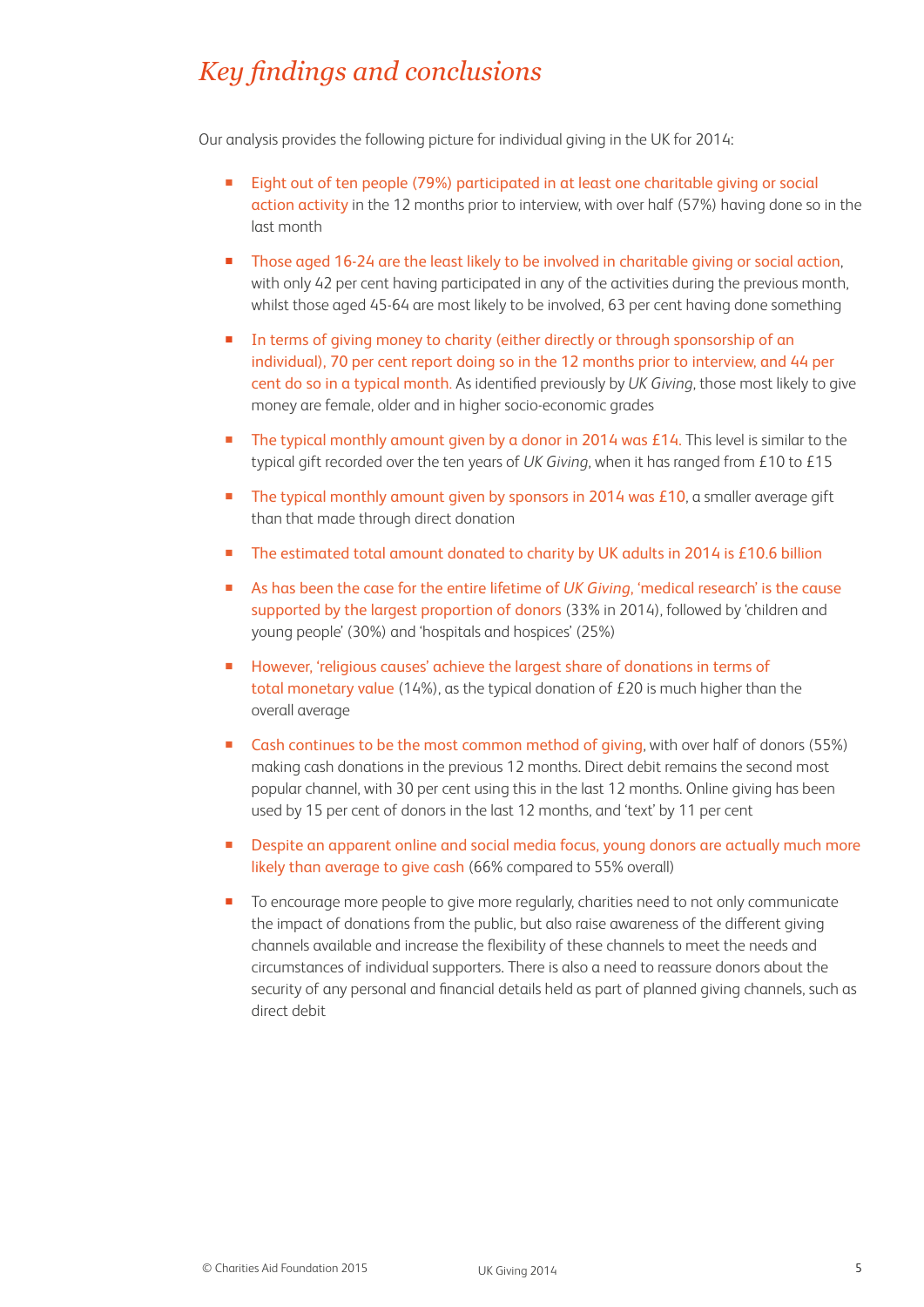# *Key findings and conclusions*

Our analysis provides the following picture for individual giving in the UK for 2014:

- Eight out of ten people (79%) participated in at least one charitable giving or social action activity in the 12 months prior to interview, with over half (57%) having done so in the last month
- Those aged 16-24 are the least likely to be involved in charitable giving or social action, with only 42 per cent having participated in any of the activities during the previous month, whilst those aged 45-64 are most likely to be involved, 63 per cent having done something
- In terms of giving money to charity (either directly or through sponsorship of an individual), 70 per cent report doing so in the 12 months prior to interview, and 44 per cent do so in a typical month. As identified previously by *UK Giving*, those most likely to give money are female, older and in higher socio-economic grades
- The typical monthly amount given by a donor in 2014 was £14. This level is similar to the typical gift recorded over the ten years of *UK Giving*, when it has ranged from £10 to £15
- The typical monthly amount given by sponsors in 2014 was £10, a smaller average gift than that made through direct donation
- The estimated total amount donated to charity by UK adults in 2014 is £10.6 billion
- As has been the case for the entire lifetime of *UK Giving*, 'medical research' is the cause supported by the largest proportion of donors (33% in 2014), followed by 'children and young people' (30%) and 'hospitals and hospices' (25%)
- However, 'religious causes' achieve the largest share of donations in terms of total monetary value (14%), as the typical donation of £20 is much higher than the overall average
- Cash continues to be the most common method of giving, with over half of donors (55%) making cash donations in the previous 12 months. Direct debit remains the second most popular channel, with 30 per cent using this in the last 12 months. Online giving has been used by 15 per cent of donors in the last 12 months, and 'text' by 11 per cent
- Despite an apparent online and social media focus, young donors are actually much more likely than average to give cash (66% compared to 55% overall)
- To encourage more people to give more regularly, charities need to not only communicate the impact of donations from the public, but also raise awareness of the different giving channels available and increase the flexibility of these channels to meet the needs and circumstances of individual supporters. There is also a need to reassure donors about the security of any personal and financial details held as part of planned giving channels, such as direct debit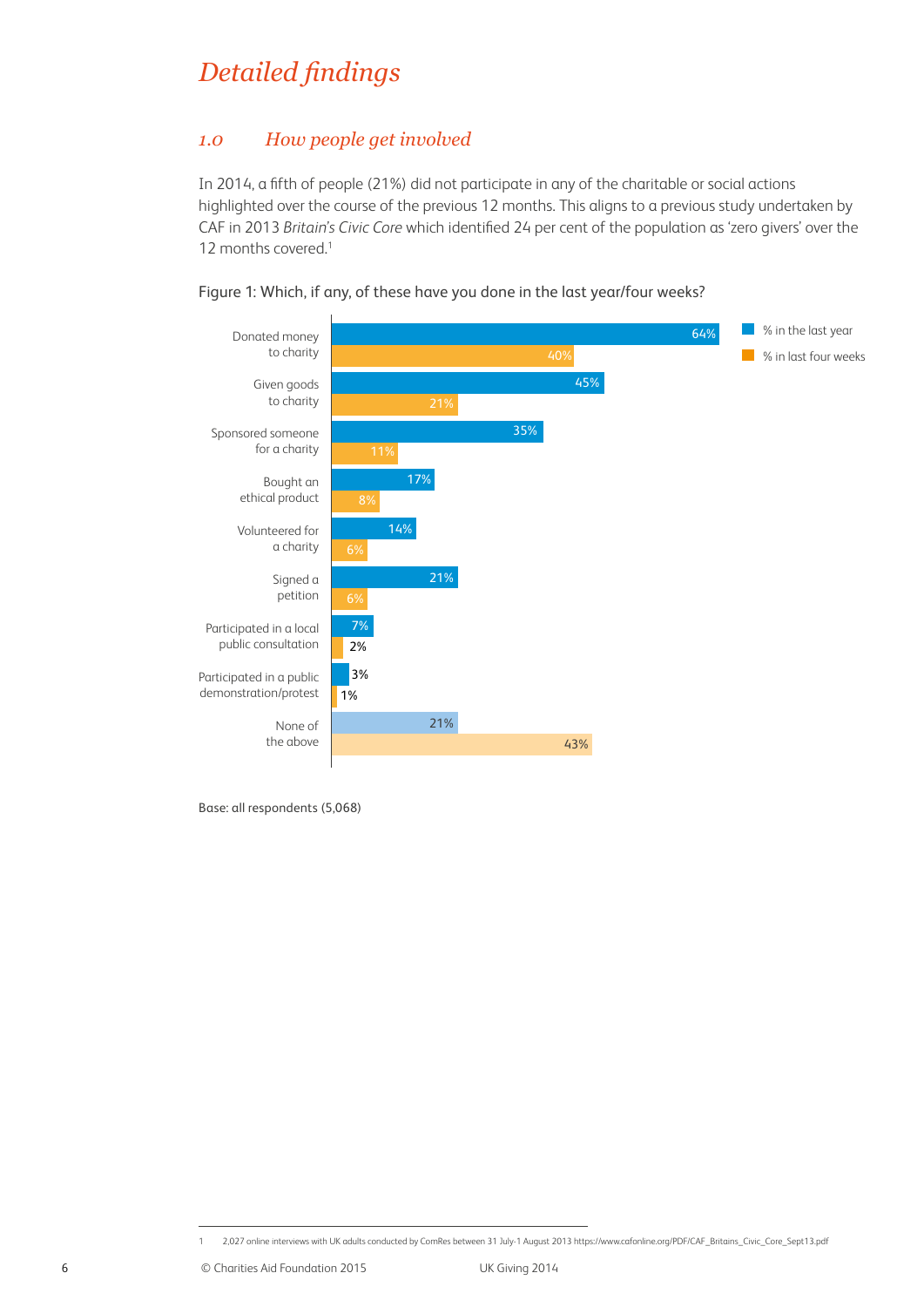# *Detailed findings*

## *1.0 How people get involved*

In 2014, a fifth of people (21%) did not participate in any of the charitable or social actions highlighted over the course of the previous 12 months. This aligns to a previous study undertaken by CAF in 2013 *Britain's Civic Core* which identified 24 per cent of the population as 'zero givers' over the 12 months covered.[1]

Figure 1: Which, if any, of these have you done in the last year/four weeks?

| | % in the last year | % in last four weeks |
|---|---|---|
| Donated money to charity | 64% | 40% |
| Given goods to charity | 45% | 21% |
| Sponsored someone for a charity | 35% | 11% |
| Bought an ethical product | 17% | 8% |
| Volunteered for a charity | 14% | 6% |
| Signed a petition | 21% | 6% |
| Participated in a local public consultation | 7% | 2% |
| Participated in a public demonstration/protest | 3% | 1% |
| None of the above | 21% | 43% |

Base: all respondents (5,068)

1 2,027 online interviews with UK adults conducted by ComRes between 31 July-1 August 2013 https://www.cafonline.org/PDF/CAF_Britains_Civic_Core_Sept13.pdf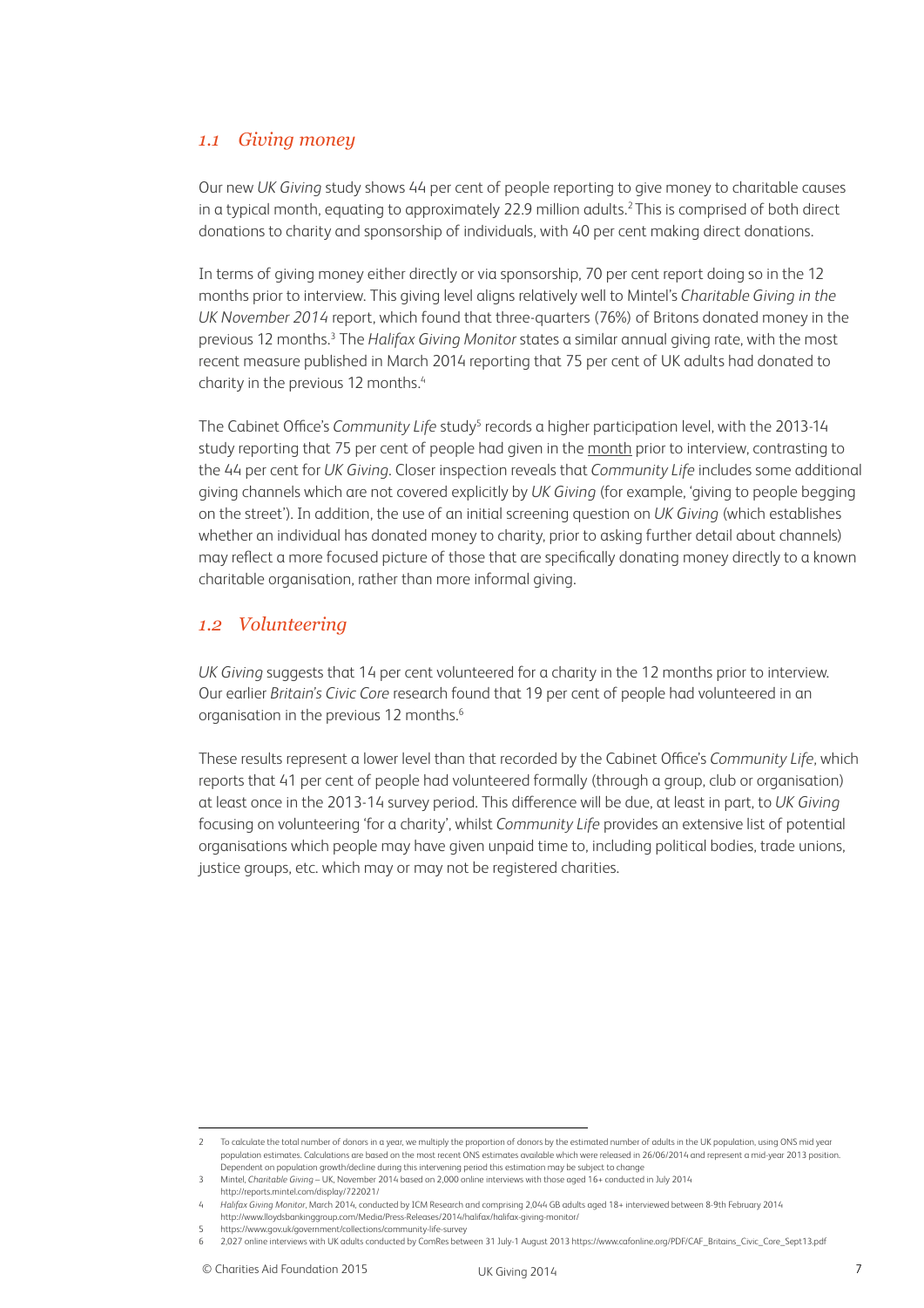## *1.1 Giving money*

Our new *UK Giving* study shows 44 per cent of people reporting to give money to charitable causes in a typical month, equating to approximately 22.9 million adults.[2] This is comprised of both direct donations to charity and sponsorship of individuals, with 40 per cent making direct donations.

In terms of giving money either directly or via sponsorship, 70 per cent report doing so in the 12 months prior to interview. This giving level aligns relatively well to Mintel's *Charitable Giving in the UK November 2014* report, which found that three-quarters (76%) of Britons donated money in the previous 12 months.[3] The *Halifax Giving Monitor* states a similar annual giving rate, with the most recent measure published in March 2014 reporting that 75 per cent of UK adults had donated to charity in the previous 12 months.[4]

The Cabinet Office's *Community Life* study[5] records a higher participation level, with the 2013-14 study reporting that 75 per cent of people had given in the month prior to interview, contrasting to the 44 per cent for *UK Giving*. Closer inspection reveals that *Community Life* includes some additional giving channels which are not covered explicitly by *UK Giving* (for example, 'giving to people begging on the street'). In addition, the use of an initial screening question on *UK Giving* (which establishes whether an individual has donated money to charity, prior to asking further detail about channels) may reflect a more focused picture of those that are specifically donating money directly to a known charitable organisation, rather than more informal giving.

## *1.2 Volunteering*

*UK Giving* suggests that 14 per cent volunteered for a charity in the 12 months prior to interview. Our earlier *Britain's Civic Core* research found that 19 per cent of people had volunteered in an organisation in the previous 12 months.[6]

These results represent a lower level than that recorded by the Cabinet Office's *Community Life*, which reports that 41 per cent of people had volunteered formally (through a group, club or organisation) at least once in the 2013-14 survey period. This difference will be due, at least in part, to *UK Giving* focusing on volunteering 'for a charity', whilst *Community Life* provides an extensive list of potential organisations which people may have given unpaid time to, including political bodies, trade unions, justice groups, etc. which may or may not be registered charities.

---

2 To calculate the total number of donors in a year, we multiply the proportion of donors by the estimated number of adults in the UK population, using ONS mid year population estimates. Calculations are based on the most recent ONS estimates available which were released in 26/06/2014 and represent a mid-year 2013 position. Dependent on population growth/decline during this intervening period this estimation may be subject to change

3 Mintel, *Charitable Giving* – UK, November 2014 based on 2,000 online interviews with those aged 16+ conducted in July 2014 http://reports.mintel.com/display/722021/

4 *Halifax Giving Monitor*, March 2014, conducted by ICM Research and comprising 2,044 GB adults aged 18+ interviewed between 8-9th February 2014 http://www.lloydsbankinggroup.com/Media/Press-Releases/2014/halifax/halifax-giving-monitor/

5 https://www.gov.uk/government/collections/community-life-survey

6 2,027 online interviews with UK adults conducted by ComRes between 31 July-1 August 2013 https://www.cafonline.org/PDF/CAF_Britains_Civic_Core_Sept13.pdf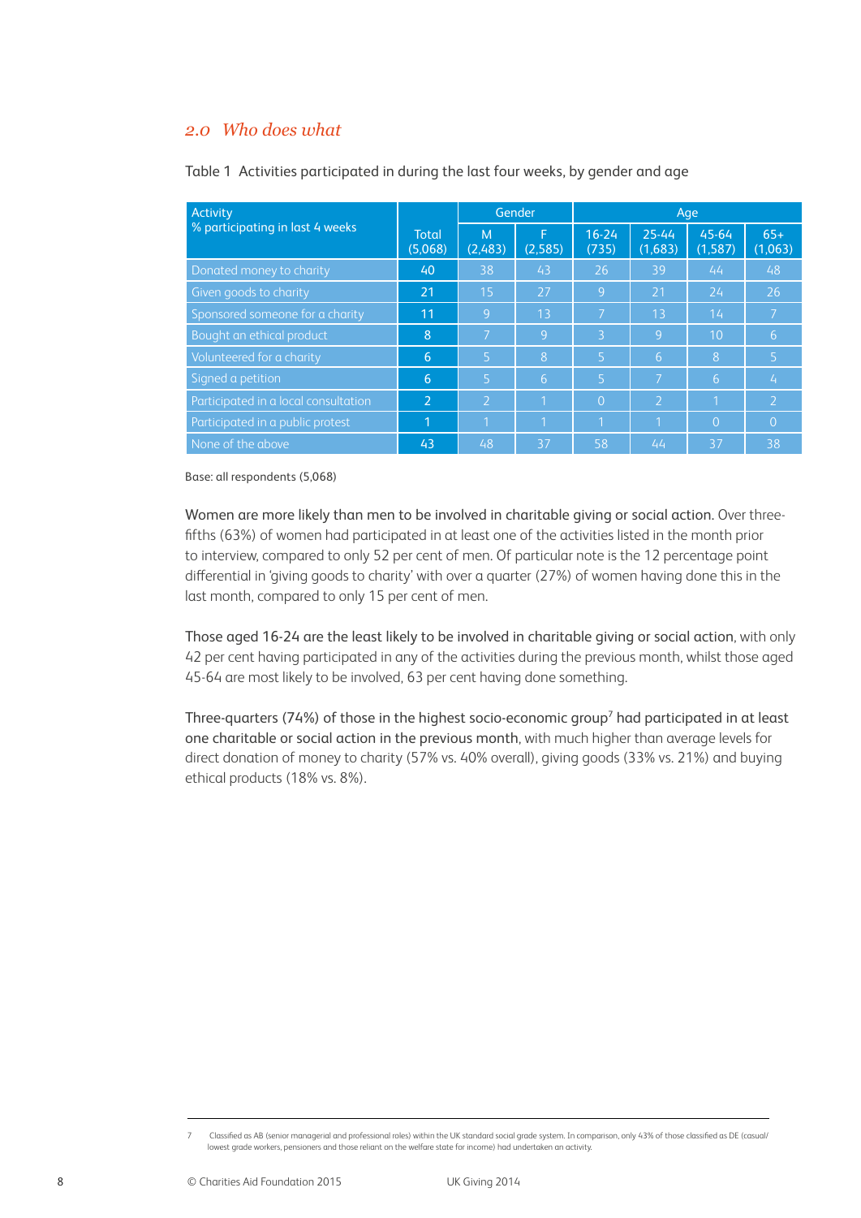## *2.0 Who does what*

Table 1 Activities participated in during the last four weeks, by gender and age

| Activity<br>% participating in last 4 weeks | Total (5,068) | Gender | | Age | | | |
|---|---|---|---|---|---|---|---|
| | | M (2,483) | F (2,585) | 16-24 (735) | 25-44 (1,683) | 45-64 (1,587) | 65+ (1,063) |
| Donated money to charity | 40 | 38 | 43 | 26 | 39 | 44 | 48 |
| Given goods to charity | 21 | 15 | 27 | 9 | 21 | 24 | 26 |
| Sponsored someone for a charity | 11 | 9 | 13 | 7 | 13 | 14 | 7 |
| Bought an ethical product | 8 | 7 | 9 | 3 | 9 | 10 | 6 |
| Volunteered for a charity | 6 | 5 | 8 | 5 | 6 | 8 | 5 |
| Signed a petition | 6 | 5 | 6 | 5 | 7 | 6 | 4 |
| Participated in a local consultation | 2 | 2 | 1 | 0 | 2 | 1 | 2 |
| Participated in a public protest | 1 | 1 | 1 | 1 | 1 | 0 | 0 |
| None of the above | 43 | 48 | 37 | 58 | 44 | 37 | 38 |

Base: all respondents (5,068)

**Women are more likely than men to be involved in charitable giving or social action.** Over three-fifths (63%) of women had participated in at least one of the activities listed in the month prior to interview, compared to only 52 per cent of men. Of particular note is the 12 percentage point differential in 'giving goods to charity' with over a quarter (27%) of women having done this in the last month, compared to only 15 per cent of men.

**Those aged 16-24 are the least likely to be involved in charitable giving or social action**, with only 42 per cent having participated in any of the activities during the previous month, whilst those aged 45-64 are most likely to be involved, 63 per cent having done something.

**Three-quarters (74%) of those in the highest socio-economic group[7] had participated in at least one charitable or social action in the previous month**, with much higher than average levels for direct donation of money to charity (57% vs. 40% overall), giving goods (33% vs. 21%) and buying ethical products (18% vs. 8%).

---

7 Classified as AB (senior managerial and professional roles) within the UK standard social grade system. In comparison, only 43% of those classified as DE (casual/lowest grade workers, pensioners and those reliant on the welfare state for income) had undertaken an activity.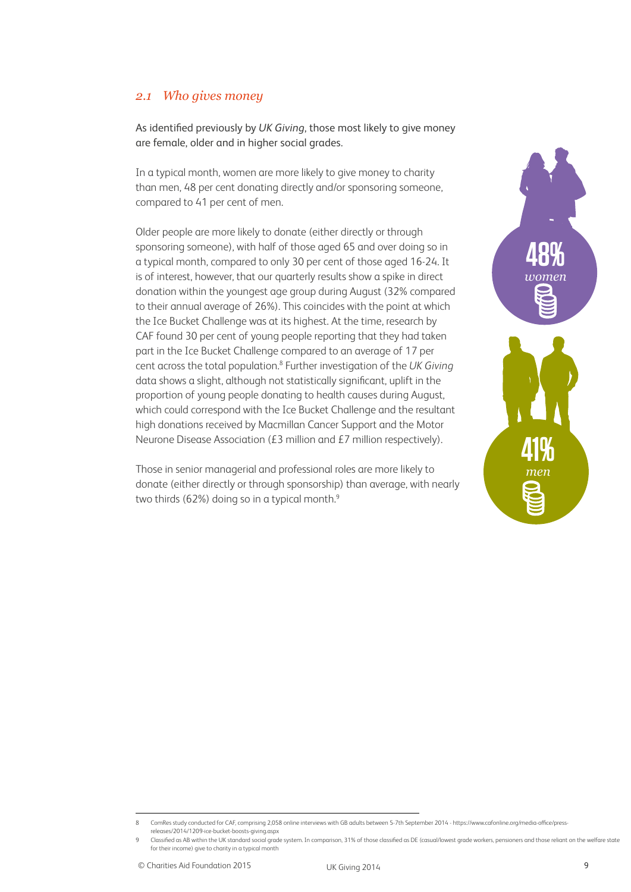## *2.1 Who gives money*

As identified previously by *UK Giving*, those most likely to give money are female, older and in higher social grades.

In a typical month, women are more likely to give money to charity than men, 48 per cent donating directly and/or sponsoring someone, compared to 41 per cent of men.

Older people are more likely to donate (either directly or through sponsoring someone), with half of those aged 65 and over doing so in a typical month, compared to only 30 per cent of those aged 16-24. It is of interest, however, that our quarterly results show a spike in direct donation within the youngest age group during August (32% compared to their annual average of 26%). This coincides with the point at which the Ice Bucket Challenge was at its highest. At the time, research by CAF found 30 per cent of young people reporting that they had taken part in the Ice Bucket Challenge compared to an average of 17 per cent across the total population.[8] Further investigation of the *UK Giving* data shows a slight, although not statistically significant, uplift in the proportion of young people donating to health causes during August, which could correspond with the Ice Bucket Challenge and the resultant high donations received by Macmillan Cancer Support and the Motor Neurone Disease Association (£3 million and £7 million respectively).

Those in senior managerial and professional roles are more likely to donate (either directly or through sponsorship) than average, with nearly two thirds (62%) doing so in a typical month.[9]

**48%** *women*

**41%** *men*

---

8 ComRes study conducted for CAF, comprising 2,058 online interviews with GB adults between 5-7th September 2014 - https://www.cafonline.org/media-office/press-releases/2014/1209-ice-bucket-boosts-giving.aspx

9 Classified as AB within the UK standard social grade system. In comparison, 31% of those classified as DE (casual/lowest grade workers, pensioners and those reliant on the welfare state for their income) give to charity in a typical month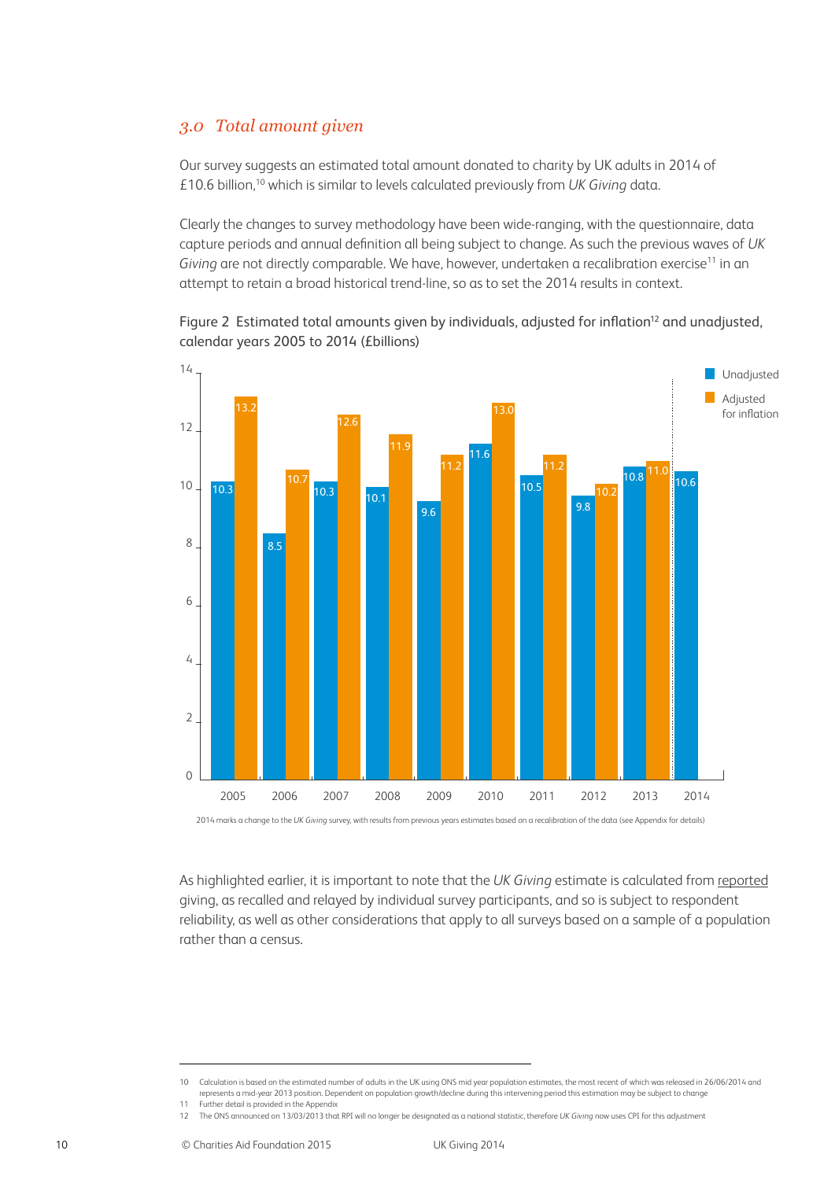## 3.0 *Total amount given*

Our survey suggests an estimated total amount donated to charity by UK adults in 2014 of £10.6 billion,[10] which is similar to levels calculated previously from *UK Giving* data.

Clearly the changes to survey methodology have been wide-ranging, with the questionnaire, data capture periods and annual definition all being subject to change. As such the previous waves of *UK Giving* are not directly comparable. We have, however, undertaken a recalibration exercise[11] in an attempt to retain a broad historical trend-line, so as to set the 2014 results in context.

Figure 2 Estimated total amounts given by individuals, adjusted for inflation[12] and unadjusted, calendar years 2005 to 2014 (£billions)

| Year | Unadjusted | Adjusted for inflation |
|---|---|---|
| 2005 | 10.3 | 13.2 |
| 2006 | 8.5 | 10.7 |
| 2007 | 10.3 | 12.6 |
| 2008 | 10.1 | 11.9 |
| 2009 | 9.6 | 11.2 |
| 2010 | 11.6 | 13.0 |
| 2011 | 10.5 | 11.2 |
| 2012 | 9.8 | 10.2 |
| 2013 | 10.8 | 11.0 |
| 2014 | 10.6 | |

2014 marks a change to the *UK Giving* survey, with results from previous years estimates based on a recalibration of the data (see Appendix for details)

As highlighted earlier, it is important to note that the *UK Giving* estimate is calculated from reported giving, as recalled and relayed by individual survey participants, and so is subject to respondent reliability, as well as other considerations that apply to all surveys based on a sample of a population rather than a census.

---

10 Calculation is based on the estimated number of adults in the UK using ONS mid year population estimates, the most recent of which was released in 26/06/2014 and represents a mid-year 2013 position. Dependent on population growth/decline during this intervening period this estimation may be subject to change

11 Further detail is provided in the Appendix

12 The ONS announced on 13/03/2013 that RPI will no longer be designated as a national statistic, therefore *UK Giving* now uses CPI for this adjustment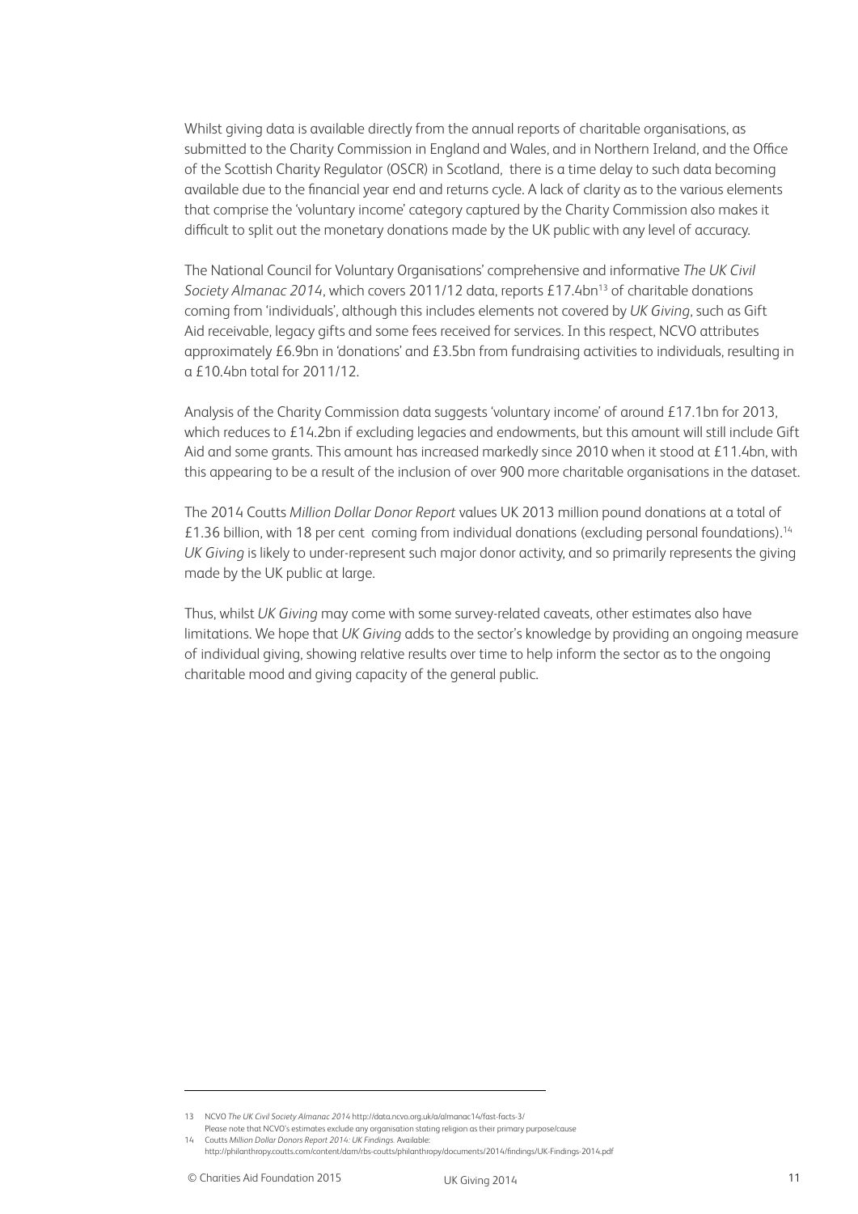Whilst giving data is available directly from the annual reports of charitable organisations, as submitted to the Charity Commission in England and Wales, and in Northern Ireland, and the Office of the Scottish Charity Regulator (OSCR) in Scotland, there is a time delay to such data becoming available due to the financial year end and returns cycle. A lack of clarity as to the various elements that comprise the 'voluntary income' category captured by the Charity Commission also makes it difficult to split out the monetary donations made by the UK public with any level of accuracy.

The National Council for Voluntary Organisations' comprehensive and informative *The UK Civil Society Almanac 2014*, which covers 2011/12 data, reports £17.4bn[13] of charitable donations coming from 'individuals', although this includes elements not covered by *UK Giving*, such as Gift Aid receivable, legacy gifts and some fees received for services. In this respect, NCVO attributes approximately £6.9bn in 'donations' and £3.5bn from fundraising activities to individuals, resulting in a £10.4bn total for 2011/12.

Analysis of the Charity Commission data suggests 'voluntary income' of around £17.1bn for 2013, which reduces to £14.2bn if excluding legacies and endowments, but this amount will still include Gift Aid and some grants. This amount has increased markedly since 2010 when it stood at £11.4bn, with this appearing to be a result of the inclusion of over 900 more charitable organisations in the dataset.

The 2014 Coutts *Million Dollar Donor Report* values UK 2013 million pound donations at a total of £1.36 billion, with 18 per cent coming from individual donations (excluding personal foundations).[14] *UK Giving* is likely to under-represent such major donor activity, and so primarily represents the giving made by the UK public at large.

Thus, whilst *UK Giving* may come with some survey-related caveats, other estimates also have limitations. We hope that *UK Giving* adds to the sector's knowledge by providing an ongoing measure of individual giving, showing relative results over time to help inform the sector as to the ongoing charitable mood and giving capacity of the general public.

---

13 NCVO *The UK Civil Society Almanac 2014* http://data.ncvo.org.uk/a/almanac14/fast-facts-3/
Please note that NCVO's estimates exclude any organisation stating religion as their primary purpose/cause

14 Coutts *Million Dollar Donors Report 2014: UK Findings*. Available:
http://philanthropy.coutts.com/content/dam/rbs-coutts/philanthropy/documents/2014/findings/UK-Findings-2014.pdf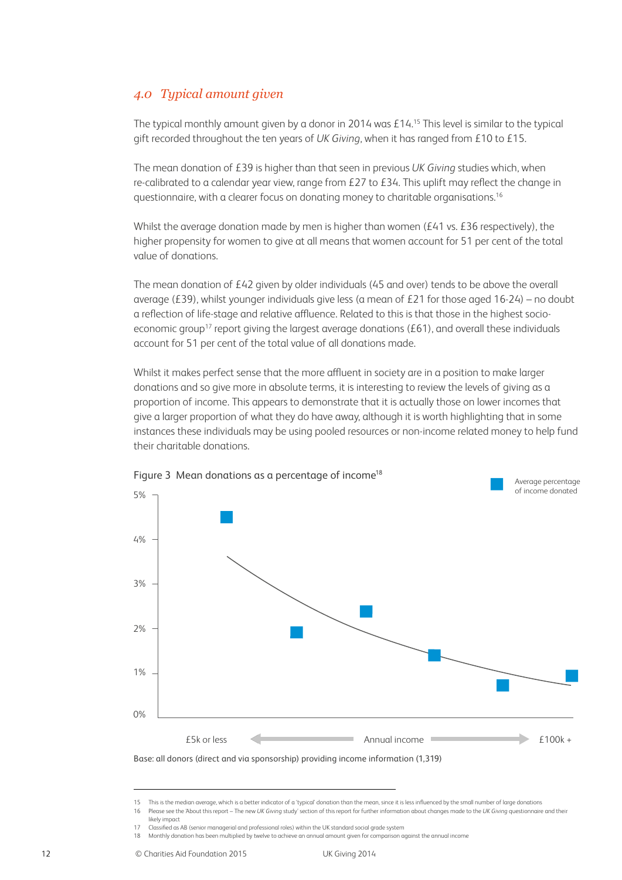## 4.0 *Typical amount given*

The typical monthly amount given by a donor in 2014 was £14.[15] This level is similar to the typical gift recorded throughout the ten years of *UK Giving*, when it has ranged from £10 to £15.

The mean donation of £39 is higher than that seen in previous *UK Giving* studies which, when re-calibrated to a calendar year view, range from £27 to £34. This uplift may reflect the change in questionnaire, with a clearer focus on donating money to charitable organisations.[16]

Whilst the average donation made by men is higher than women (£41 vs. £36 respectively), the higher propensity for women to give at all means that women account for 51 per cent of the total value of donations.

The mean donation of £42 given by older individuals (45 and over) tends to be above the overall average (£39), whilst younger individuals give less (a mean of £21 for those aged 16-24) – no doubt a reflection of life-stage and relative affluence. Related to this is that those in the highest socio-economic group[17] report giving the largest average donations (£61), and overall these individuals account for 51 per cent of the total value of all donations made.

Whilst it makes perfect sense that the more affluent in society are in a position to make larger donations and so give more in absolute terms, it is interesting to review the levels of giving as a proportion of income. This appears to demonstrate that it is actually those on lower incomes that give a larger proportion of what they do have away, although it is worth highlighting that in some instances these individuals may be using pooled resources or non-income related money to help fund their charitable donations.

Figure 3 Mean donations as a percentage of income[18]

Average percentage of income donated

5%
4%
3%
2%
1%
0%

£5k or less ← Annual income → £100k +

Base: all donors (direct and via sponsorship) providing income information (1,319)

---

15 This is the median average, which is a better indicator of a 'typical' donation than the mean, since it is less influenced by the small number of large donations

16 Please see the 'About this report – The new *UK Giving* study' section of this report for further information about changes made to the *UK Giving* questionnaire and their likely impact

17 Classified as AB (senior managerial and professional roles) within the UK standard social grade system

18 Monthly donation has been multiplied by twelve to achieve an annual amount given for comparison against the annual income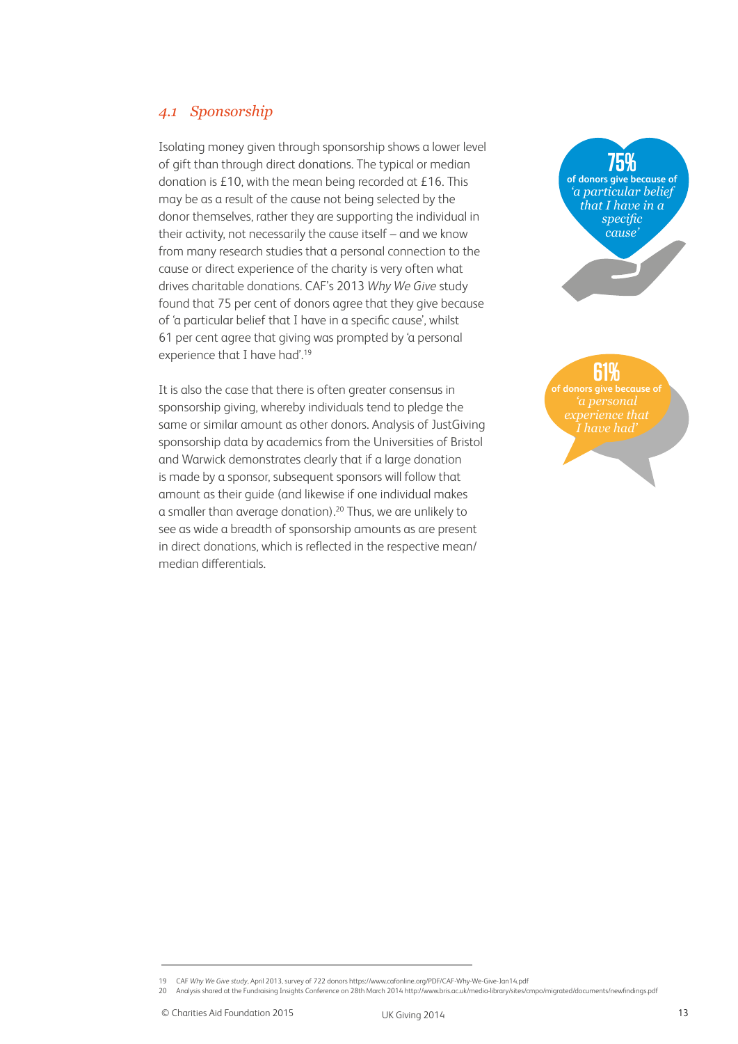## *4.1 Sponsorship*

Isolating money given through sponsorship shows a lower level of gift than through direct donations. The typical or median donation is £10, with the mean being recorded at £16. This may be as a result of the cause not being selected by the donor themselves, rather they are supporting the individual in their activity, not necessarily the cause itself – and we know from many research studies that a personal connection to the cause or direct experience of the charity is very often what drives charitable donations. CAF's 2013 *Why We Give* study found that 75 per cent of donors agree that they give because of 'a particular belief that I have in a specific cause', whilst 61 per cent agree that giving was prompted by 'a personal experience that I have had'.[19]

It is also the case that there is often greater consensus in sponsorship giving, whereby individuals tend to pledge the same or similar amount as other donors. Analysis of JustGiving sponsorship data by academics from the Universities of Bristol and Warwick demonstrates clearly that if a large donation is made by a sponsor, subsequent sponsors will follow that amount as their guide (and likewise if one individual makes a smaller than average donation).[20] Thus, we are unlikely to see as wide a breadth of sponsorship amounts as are present in direct donations, which is reflected in the respective mean/median differentials.

**75%** of donors give because of *'a particular belief that I have in a specific cause'*

**61%** of donors give because of *'a personal experience that I have had'*

---

19 CAF *Why We Give study*, April 2013, survey of 722 donors https://www.cafonline.org/PDF/CAF-Why-We-Give-Jan14.pdf

20 Analysis shared at the Fundraising Insights Conference on 28th March 2014 http://www.bris.ac.uk/media-library/sites/cmpo/migrated/documents/newfindings.pdf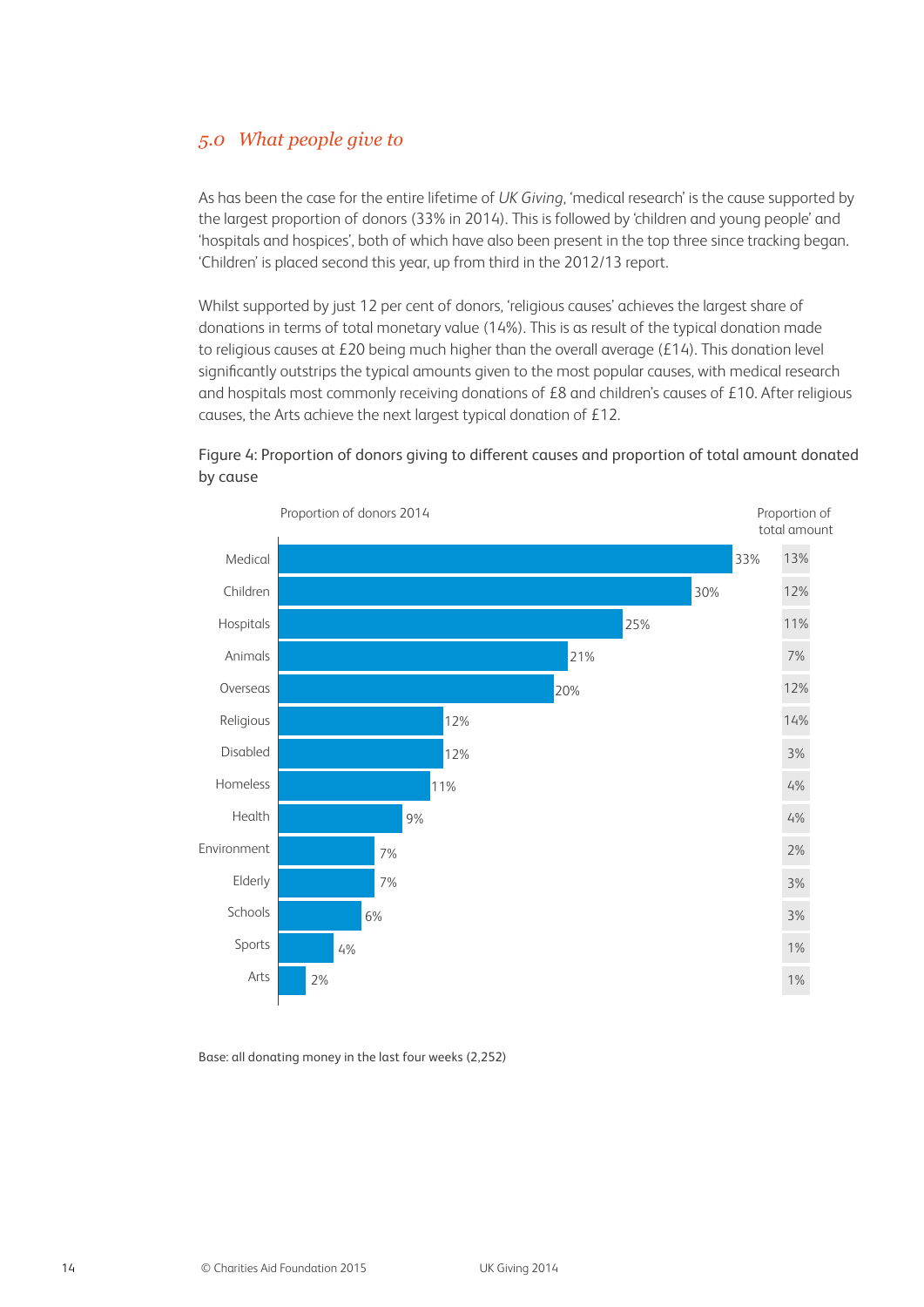## 5.0 *What people give to*

As has been the case for the entire lifetime of *UK Giving*, 'medical research' is the cause supported by the largest proportion of donors (33% in 2014). This is followed by 'children and young people' and 'hospitals and hospices', both of which have also been present in the top three since tracking began. 'Children' is placed second this year, up from third in the 2012/13 report.

Whilst supported by just 12 per cent of donors, 'religious causes' achieves the largest share of donations in terms of total monetary value (14%). This is as result of the typical donation made to religious causes at £20 being much higher than the overall average (£14). This donation level significantly outstrips the typical amounts given to the most popular causes, with medical research and hospitals most commonly receiving donations of £8 and children's causes of £10. After religious causes, the Arts achieve the next largest typical donation of £12.

Figure 4: Proportion of donors giving to different causes and proportion of total amount donated by cause

| Cause | Proportion of donors 2014 | Proportion of total amount |
|---|---|---|
| Medical | 33% | 13% |
| Children | 30% | 12% |
| Hospitals | 25% | 11% |
| Animals | 21% | 7% |
| Overseas | 20% | 12% |
| Religious | 12% | 14% |
| Disabled | 12% | 3% |
| Homeless | 11% | 4% |
| Health | 9% | 4% |
| Environment | 7% | 2% |
| Elderly | 7% | 3% |
| Schools | 6% | 3% |
| Sports | 4% | 1% |
| Arts | 2% | 1% |

Base: all donating money in the last four weeks (2,252)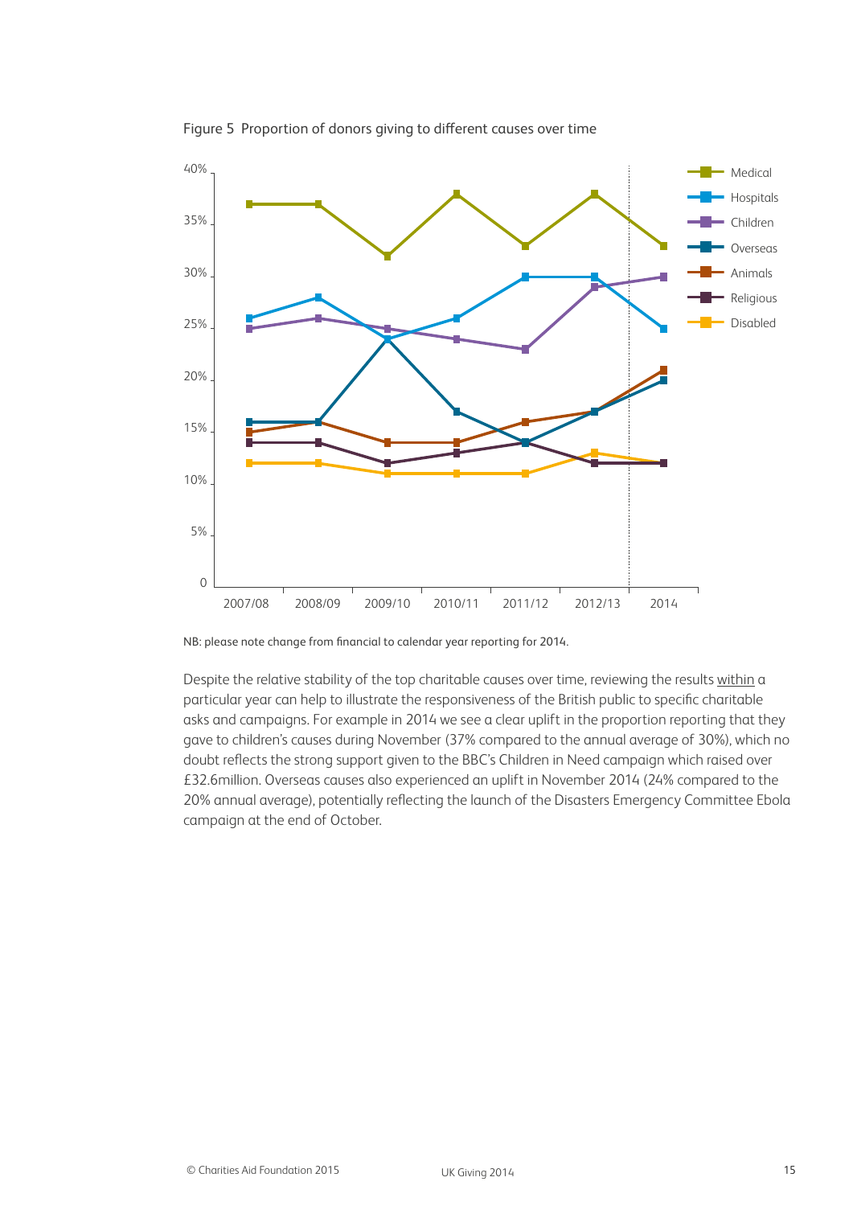Figure 5  Proportion of donors giving to different causes over time

NB: please note change from financial to calendar year reporting for 2014.

Despite the relative stability of the top charitable causes over time, reviewing the results within a particular year can help to illustrate the responsiveness of the British public to specific charitable asks and campaigns. For example in 2014 we see a clear uplift in the proportion reporting that they gave to children's causes during November (37% compared to the annual average of 30%), which no doubt reflects the strong support given to the BBC's Children in Need campaign which raised over £32.6million. Overseas causes also experienced an uplift in November 2014 (24% compared to the 20% annual average), potentially reflecting the launch of the Disasters Emergency Committee Ebola campaign at the end of October.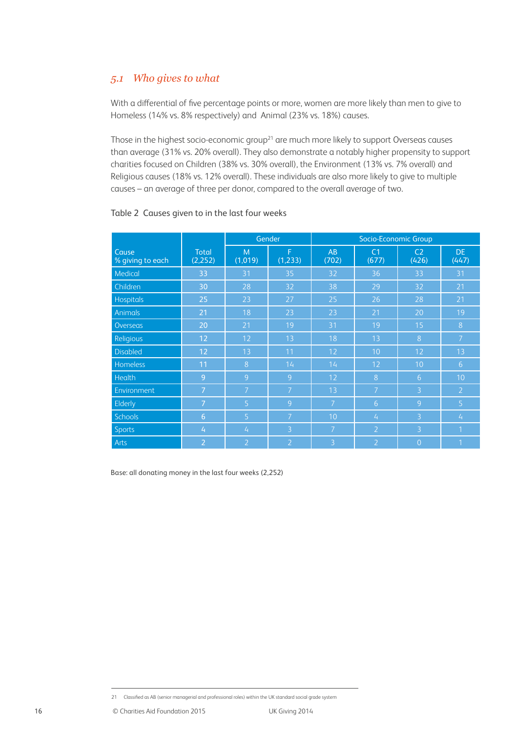## *5.1 Who gives to what*

With a differential of five percentage points or more, women are more likely than men to give to Homeless (14% vs. 8% respectively) and Animal (23% vs. 18%) causes.

Those in the highest socio-economic group[21] are much more likely to support Overseas causes than average (31% vs. 20% overall). They also demonstrate a notably higher propensity to support charities focused on Children (38% vs. 30% overall), the Environment (13% vs. 7% overall) and Religious causes (18% vs. 12% overall). These individuals are also more likely to give to multiple causes – an average of three per donor, compared to the overall average of two.

Table 2 Causes given to in the last four weeks

| Cause<br>% giving to each | Total<br>(2,252) | Gender | | Socio-Economic Group | | | |
|---|---|---|---|---|---|---|---|
| | | M<br>(1,019) | F<br>(1,233) | AB<br>(702) | C1<br>(677) | C2<br>(426) | DE<br>(447) |
| Medical | 33 | 31 | 35 | 32 | 36 | 33 | 31 |
| Children | 30 | 28 | 32 | 38 | 29 | 32 | 21 |
| Hospitals | 25 | 23 | 27 | 25 | 26 | 28 | 21 |
| Animals | 21 | 18 | 23 | 23 | 21 | 20 | 19 |
| Overseas | 20 | 21 | 19 | 31 | 19 | 15 | 8 |
| Religious | 12 | 12 | 13 | 18 | 13 | 8 | 7 |
| Disabled | 12 | 13 | 11 | 12 | 10 | 12 | 13 |
| Homeless | 11 | 8 | 14 | 14 | 12 | 10 | 6 |
| Health | 9 | 9 | 9 | 12 | 8 | 6 | 10 |
| Environment | 7 | 7 | 7 | 13 | 7 | 3 | 2 |
| Elderly | 7 | 5 | 9 | 7 | 6 | 9 | 5 |
| Schools | 6 | 5 | 7 | 10 | 4 | 3 | 4 |
| Sports | 4 | 4 | 3 | 7 | 2 | 3 | 1 |
| Arts | 2 | 2 | 2 | 3 | 2 | 0 | 1 |

Base: all donating money in the last four weeks (2,252)

21 Classified as AB (senior managerial and professional roles) within the UK standard social grade system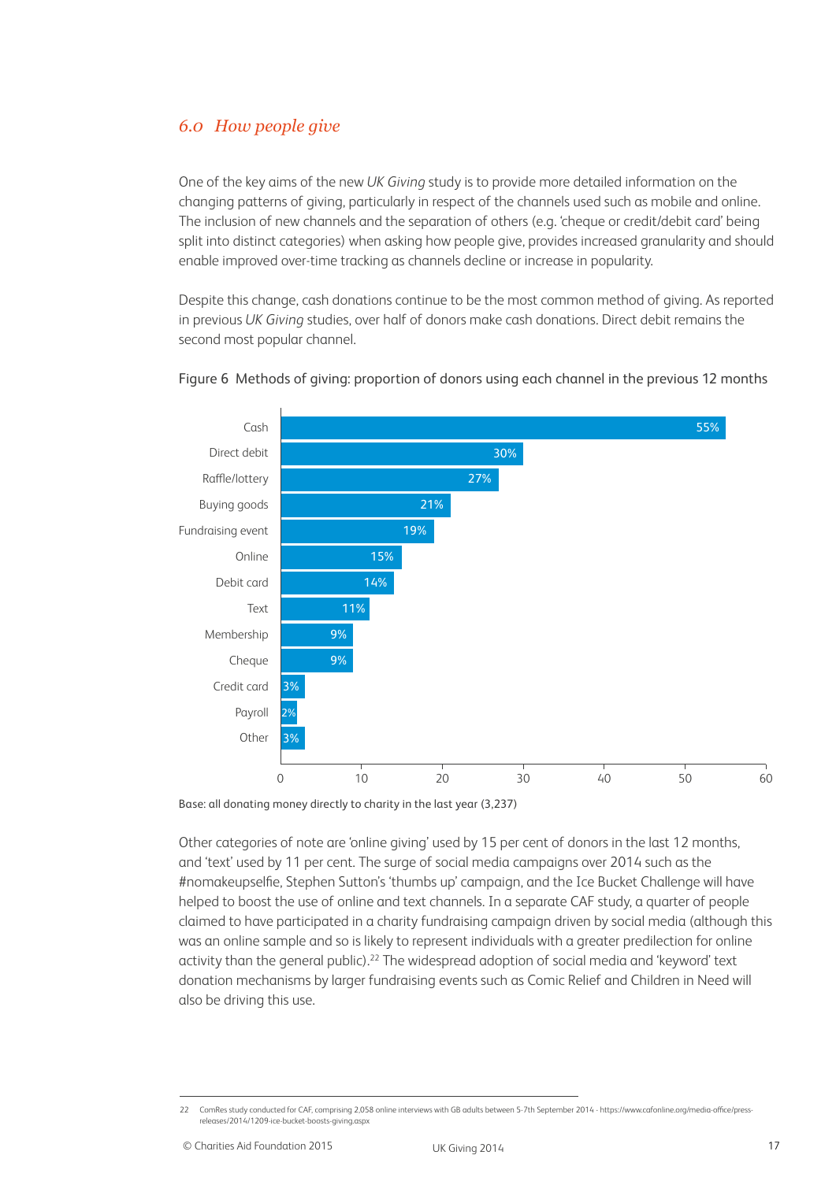## 6.0 *How people give*

One of the key aims of the new *UK Giving* study is to provide more detailed information on the changing patterns of giving, particularly in respect of the channels used such as mobile and online. The inclusion of new channels and the separation of others (e.g. 'cheque or credit/debit card' being split into distinct categories) when asking how people give, provides increased granularity and should enable improved over-time tracking as channels decline or increase in popularity.

Despite this change, cash donations continue to be the most common method of giving. As reported in previous *UK Giving* studies, over half of donors make cash donations. Direct debit remains the second most popular channel.

Figure 6 Methods of giving: proportion of donors using each channel in the previous 12 months

| Channel | % |
|---|---|
| Cash | 55% |
| Direct debit | 30% |
| Raffle/lottery | 27% |
| Buying goods | 21% |
| Fundraising event | 19% |
| Online | 15% |
| Debit card | 14% |
| Text | 11% |
| Membership | 9% |
| Cheque | 9% |
| Credit card | 3% |
| Payroll | 2% |
| Other | 3% |

Base: all donating money directly to charity in the last year (3,237)

Other categories of note are 'online giving' used by 15 per cent of donors in the last 12 months, and 'text' used by 11 per cent. The surge of social media campaigns over 2014 such as the #nomakeupselfie, Stephen Sutton's 'thumbs up' campaign, and the Ice Bucket Challenge will have helped to boost the use of online and text channels. In a separate CAF study, a quarter of people claimed to have participated in a charity fundraising campaign driven by social media (although this was an online sample and so is likely to represent individuals with a greater predilection for online activity than the general public).[22] The widespread adoption of social media and 'keyword' text donation mechanisms by larger fundraising events such as Comic Relief and Children in Need will also be driving this use.

---

22 ComRes study conducted for CAF, comprising 2,058 online interviews with GB adults between 5-7th September 2014 - https://www.cafonline.org/media-office/press-releases/2014/1209-ice-bucket-boosts-giving.aspx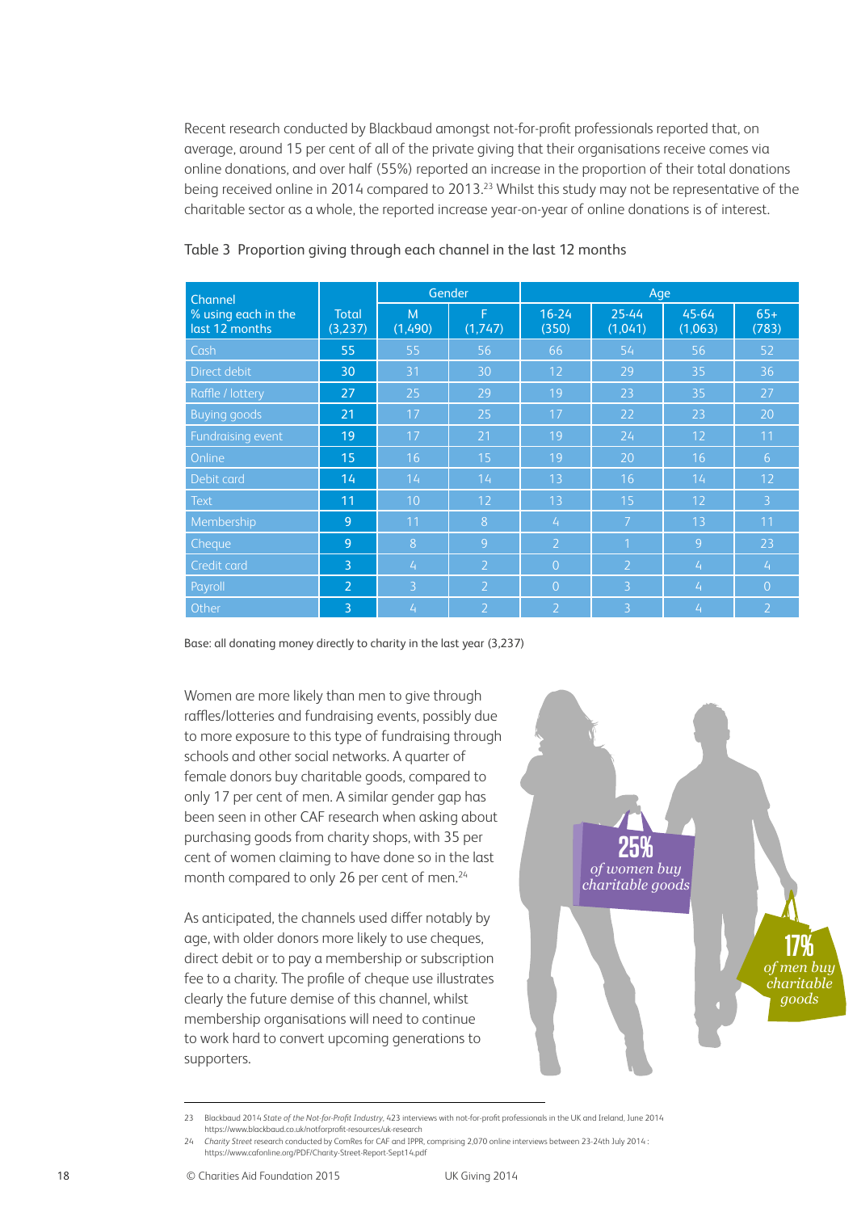Recent research conducted by Blackbaud amongst not-for-profit professionals reported that, on average, around 15 per cent of all of the private giving that their organisations receive comes via online donations, and over half (55%) reported an increase in the proportion of their total donations being received online in 2014 compared to 2013.[23] Whilst this study may not be representative of the charitable sector as a whole, the reported increase year-on-year of online donations is of interest.

Table 3 Proportion giving through each channel in the last 12 months

| Channel<br>% using each in the last 12 months | Total (3,237) | Gender | | Age | | | |
|---|---|---|---|---|---|---|---|
| | | M (1,490) | F (1,747) | 16-24 (350) | 25-44 (1,041) | 45-64 (1,063) | 65+ (783) |
| Cash | 55 | 55 | 56 | 66 | 54 | 56 | 52 |
| Direct debit | 30 | 31 | 30 | 12 | 29 | 35 | 36 |
| Raffle / lottery | 27 | 25 | 29 | 19 | 23 | 35 | 27 |
| Buying goods | 21 | 17 | 25 | 17 | 22 | 23 | 20 |
| Fundraising event | 19 | 17 | 21 | 19 | 24 | 12 | 11 |
| Online | 15 | 16 | 15 | 19 | 20 | 16 | 6 |
| Debit card | 14 | 14 | 14 | 13 | 16 | 14 | 12 |
| Text | 11 | 10 | 12 | 13 | 15 | 12 | 3 |
| Membership | 9 | 11 | 8 | 4 | 7 | 13 | 11 |
| Cheque | 9 | 8 | 9 | 2 | 1 | 9 | 23 |
| Credit card | 3 | 4 | 2 | 0 | 2 | 4 | 4 |
| Payroll | 2 | 3 | 2 | 0 | 3 | 4 | 0 |
| Other | 3 | 4 | 2 | 2 | 3 | 4 | 2 |

Base: all donating money directly to charity in the last year (3,237)

Women are more likely than men to give through raffles/lotteries and fundraising events, possibly due to more exposure to this type of fundraising through schools and other social networks. A quarter of female donors buy charitable goods, compared to only 17 per cent of men. A similar gender gap has been seen in other CAF research when asking about purchasing goods from charity shops, with 35 per cent of women claiming to have done so in the last month compared to only 26 per cent of men.[24]

As anticipated, the channels used differ notably by age, with older donors more likely to use cheques, direct debit or to pay a membership or subscription fee to a charity. The profile of cheque use illustrates clearly the future demise of this channel, whilst membership organisations will need to continue to work hard to convert upcoming generations to supporters.

**25%** *of women buy charitable goods*

**17%** *of men buy charitable goods*

---

23 Blackbaud 2014 *State of the Not-for-Profit Industry*, 423 interviews with not-for-profit professionals in the UK and Ireland, June 2014 https://www.blackbaud.co.uk/notforprofit-resources/uk-research

24 *Charity Street* research conducted by ComRes for CAF and IPPR, comprising 2,070 online interviews between 23-24th July 2014 : https://www.cafonline.org/PDF/Charity-Street-Report-Sept14.pdf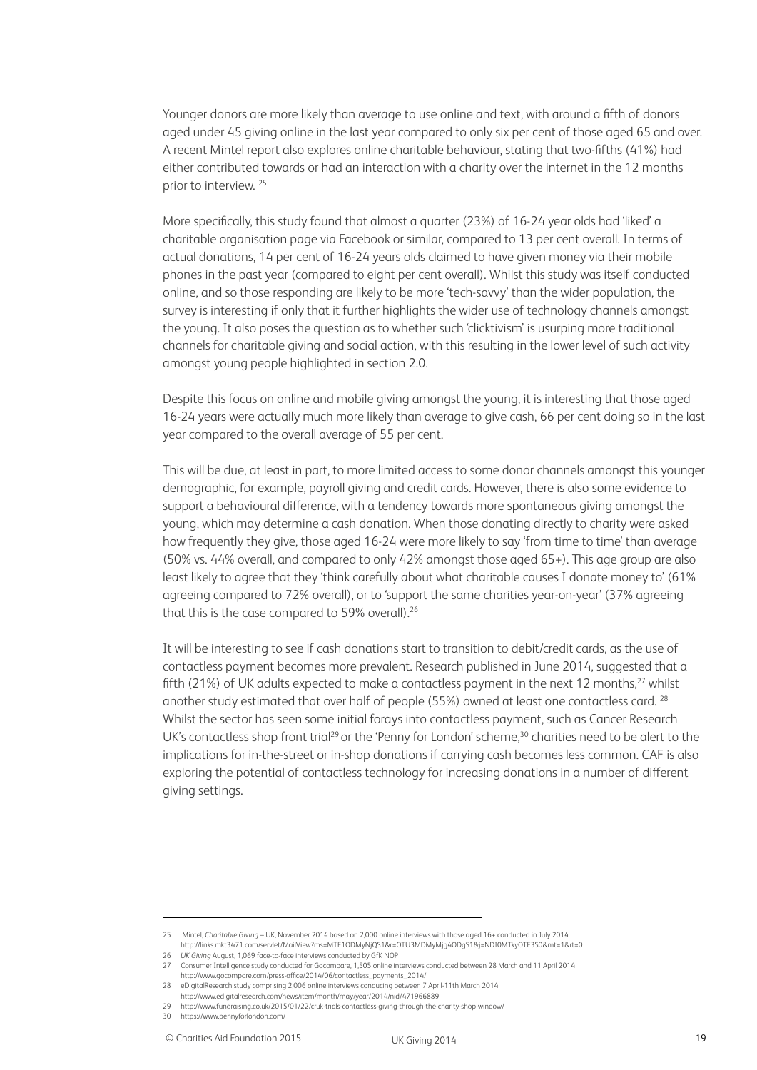Younger donors are more likely than average to use online and text, with around a fifth of donors aged under 45 giving online in the last year compared to only six per cent of those aged 65 and over. A recent Mintel report also explores online charitable behaviour, stating that two-fifths (41%) had either contributed towards or had an interaction with a charity over the internet in the 12 months prior to interview. [25]

More specifically, this study found that almost a quarter (23%) of 16-24 year olds had 'liked' a charitable organisation page via Facebook or similar, compared to 13 per cent overall. In terms of actual donations, 14 per cent of 16-24 years olds claimed to have given money via their mobile phones in the past year (compared to eight per cent overall). Whilst this study was itself conducted online, and so those responding are likely to be more 'tech-savvy' than the wider population, the survey is interesting if only that it further highlights the wider use of technology channels amongst the young. It also poses the question as to whether such 'clicktivism' is usurping more traditional channels for charitable giving and social action, with this resulting in the lower level of such activity amongst young people highlighted in section 2.0.

Despite this focus on online and mobile giving amongst the young, it is interesting that those aged 16-24 years were actually much more likely than average to give cash, 66 per cent doing so in the last year compared to the overall average of 55 per cent.

This will be due, at least in part, to more limited access to some donor channels amongst this younger demographic, for example, payroll giving and credit cards. However, there is also some evidence to support a behavioural difference, with a tendency towards more spontaneous giving amongst the young, which may determine a cash donation. When those donating directly to charity were asked how frequently they give, those aged 16-24 were more likely to say 'from time to time' than average (50% vs. 44% overall, and compared to only 42% amongst those aged 65+). This age group are also least likely to agree that they 'think carefully about what charitable causes I donate money to' (61% agreeing compared to 72% overall), or to 'support the same charities year-on-year' (37% agreeing that this is the case compared to 59% overall).[26]

It will be interesting to see if cash donations start to transition to debit/credit cards, as the use of contactless payment becomes more prevalent. Research published in June 2014, suggested that a fifth (21%) of UK adults expected to make a contactless payment in the next 12 months,[27] whilst another study estimated that over half of people (55%) owned at least one contactless card. [28] Whilst the sector has seen some initial forays into contactless payment, such as Cancer Research UK's contactless shop front trial[29] or the 'Penny for London' scheme,[30] charities need to be alert to the implications for in-the-street or in-shop donations if carrying cash becomes less common. CAF is also exploring the potential of contactless technology for increasing donations in a number of different giving settings.

---

25 Mintel, *Charitable Giving* – UK, November 2014 based on 2,000 online interviews with those aged 16+ conducted in July 2014 http://links.mkt3471.com/servlet/MailView?ms=MTE1ODMyNjQS1&r=OTU3MDMyMjg4ODgS1&j=NDI0MTkyOTE3S0&mt=1&rt=0

26 *UK Giving* August, 1,069 face-to-face interviews conducted by GfK NOP

27 Consumer Intelligence study conducted for Gocompare, 1,505 online interviews conducted between 28 March and 11 April 2014 http://www.gocompare.com/press-office/2014/06/contactless_payments_2014/

28 eDigitalResearch study comprising 2,006 online interviews conducing between 7 April-11th March 2014 http://www.edigitalresearch.com/news/item/month/may/year/2014/nid/471966889

29 http://www.fundraising.co.uk/2015/01/22/cruk-trials-contactless-giving-through-the-charity-shop-window/

30 https://www.pennyforlondon.com/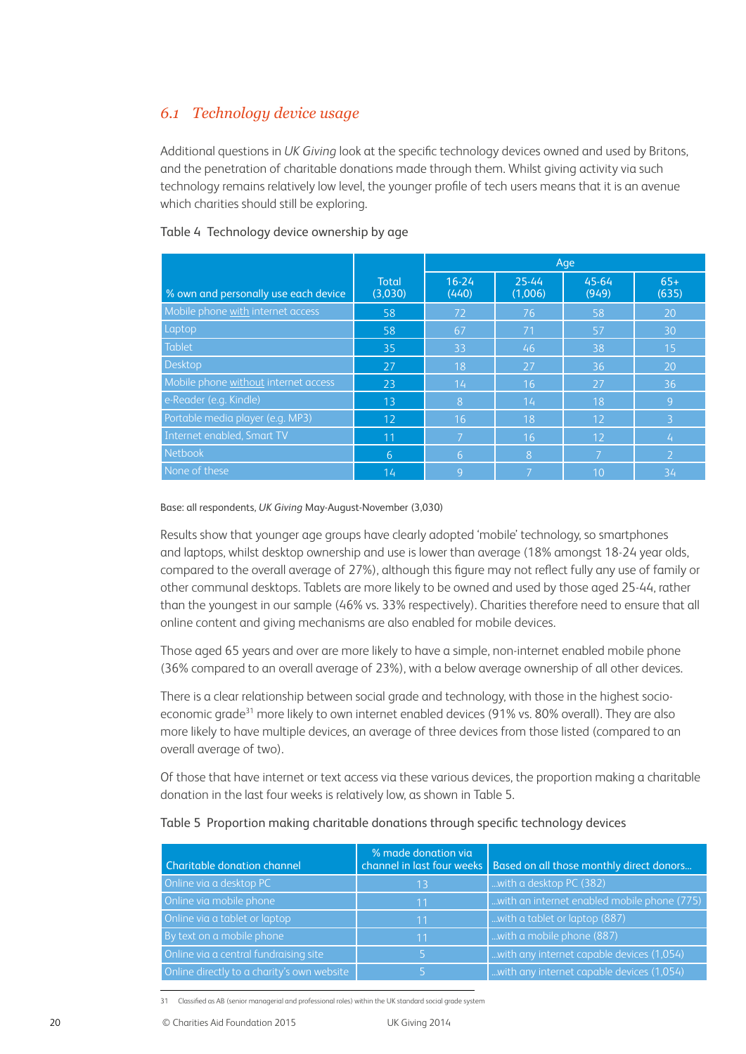## 6.1 *Technology device usage*

Additional questions in *UK Giving* look at the specific technology devices owned and used by Britons, and the penetration of charitable donations made through them. Whilst giving activity via such technology remains relatively low level, the younger profile of tech users means that it is an avenue which charities should still be exploring.

Table 4 Technology device ownership by age

| % own and personally use each device | Total (3,030) | Age | | | |
|---|---|---|---|---|---|
| | | 16-24 (440) | 25-44 (1,006) | 45-64 (949) | 65+ (635) |
| Mobile phone with internet access | 58 | 72 | 76 | 58 | 20 |
| Laptop | 58 | 67 | 71 | 57 | 30 |
| Tablet | 35 | 33 | 46 | 38 | 15 |
| Desktop | 27 | 18 | 27 | 36 | 20 |
| Mobile phone without internet access | 23 | 14 | 16 | 27 | 36 |
| e-Reader (e.g. Kindle) | 13 | 8 | 14 | 18 | 9 |
| Portable media player (e.g. MP3) | 12 | 16 | 18 | 12 | 3 |
| Internet enabled, Smart TV | 11 | 7 | 16 | 12 | 4 |
| Netbook | 6 | 6 | 8 | 7 | 2 |
| None of these | 14 | 9 | 7 | 10 | 34 |

Base: all respondents, *UK Giving* May-August-November (3,030)

Results show that younger age groups have clearly adopted 'mobile' technology, so smartphones and laptops, whilst desktop ownership and use is lower than average (18% amongst 18-24 year olds, compared to the overall average of 27%), although this figure may not reflect fully any use of family or other communal desktops. Tablets are more likely to be owned and used by those aged 25-44, rather than the youngest in our sample (46% vs. 33% respectively). Charities therefore need to ensure that all online content and giving mechanisms are also enabled for mobile devices.

Those aged 65 years and over are more likely to have a simple, non-internet enabled mobile phone (36% compared to an overall average of 23%), with a below average ownership of all other devices.

There is a clear relationship between social grade and technology, with those in the highest socio-economic grade[31] more likely to own internet enabled devices (91% vs. 80% overall). They are also more likely to have multiple devices, an average of three devices from those listed (compared to an overall average of two).

Of those that have internet or text access via these various devices, the proportion making a charitable donation in the last four weeks is relatively low, as shown in Table 5.

Table 5 Proportion making charitable donations through specific technology devices

| Charitable donation channel | % made donation via channel in last four weeks | Based on all those monthly direct donors... |
|---|---|---|
| Online via a desktop PC | 13 | ...with a desktop PC (382) |
| Online via mobile phone | 11 | ...with an internet enabled mobile phone (775) |
| Online via a tablet or laptop | 11 | ...with a tablet or laptop (887) |
| By text on a mobile phone | 11 | ...with a mobile phone (887) |
| Online via a central fundraising site | 5 | ...with any internet capable devices (1,054) |
| Online directly to a charity's own website | 5 | ...with any internet capable devices (1,054) |

31 Classified as AB (senior managerial and professional roles) within the UK standard social grade system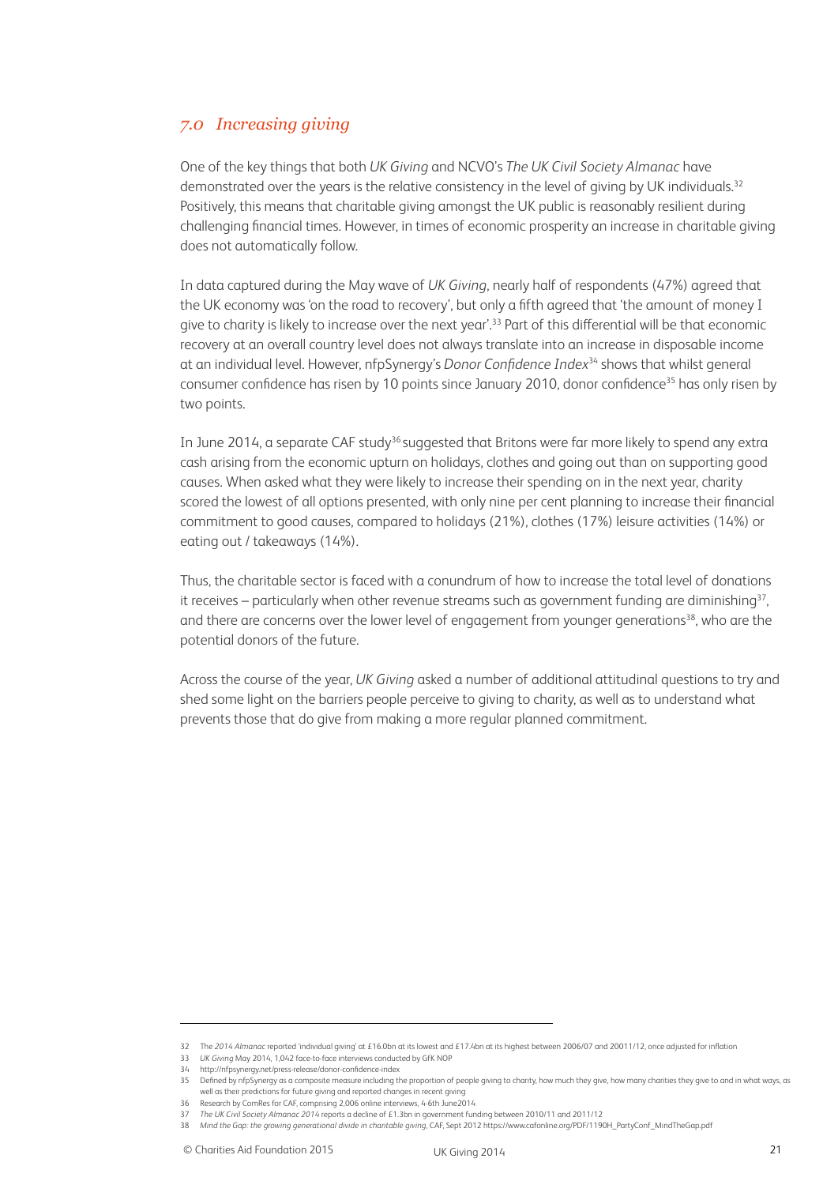## *7.0 Increasing giving*

One of the key things that both *UK Giving* and NCVO's *The UK Civil Society Almanac* have demonstrated over the years is the relative consistency in the level of giving by UK individuals.[32] Positively, this means that charitable giving amongst the UK public is reasonably resilient during challenging financial times. However, in times of economic prosperity an increase in charitable giving does not automatically follow.

In data captured during the May wave of *UK Giving*, nearly half of respondents (47%) agreed that the UK economy was 'on the road to recovery', but only a fifth agreed that 'the amount of money I give to charity is likely to increase over the next year'.[33] Part of this differential will be that economic recovery at an overall country level does not always translate into an increase in disposable income at an individual level. However, nfpSynergy's *Donor Confidence Index*[34] shows that whilst general consumer confidence has risen by 10 points since January 2010, donor confidence[35] has only risen by two points.

In June 2014, a separate CAF study[36] suggested that Britons were far more likely to spend any extra cash arising from the economic upturn on holidays, clothes and going out than on supporting good causes. When asked what they were likely to increase their spending on in the next year, charity scored the lowest of all options presented, with only nine per cent planning to increase their financial commitment to good causes, compared to holidays (21%), clothes (17%) leisure activities (14%) or eating out / takeaways (14%).

Thus, the charitable sector is faced with a conundrum of how to increase the total level of donations it receives – particularly when other revenue streams such as government funding are diminishing[37], and there are concerns over the lower level of engagement from younger generations[38], who are the potential donors of the future.

Across the course of the year, *UK Giving* asked a number of additional attitudinal questions to try and shed some light on the barriers people perceive to giving to charity, as well as to understand what prevents those that do give from making a more regular planned commitment.

---

32 The *2014 Almanac* reported 'individual giving' at £16.0bn at its lowest and £17.4bn at its highest between 2006/07 and 20011/12, once adjusted for inflation

33 *UK Giving* May 2014, 1,042 face-to-face interviews conducted by GfK NOP

34 http://nfpsynergy.net/press-release/donor-confidence-index

35 Defined by nfpSynergy as a composite measure including the proportion of people giving to charity, how much they give, how many charities they give to and in what ways, as well as their predictions for future giving and reported changes in recent giving

36 Research by ComRes for CAF, comprising 2,006 online interviews, 4-6th June2014

37 *The UK Civil Society Almanac 2014* reports a decline of £1.3bn in government funding between 2010/11 and 2011/12

38 *Mind the Gap: the growing generational divide in charitable giving*, CAF, Sept 2012 https://www.cafonline.org/PDF/1190H_PartyConf_MindTheGap.pdf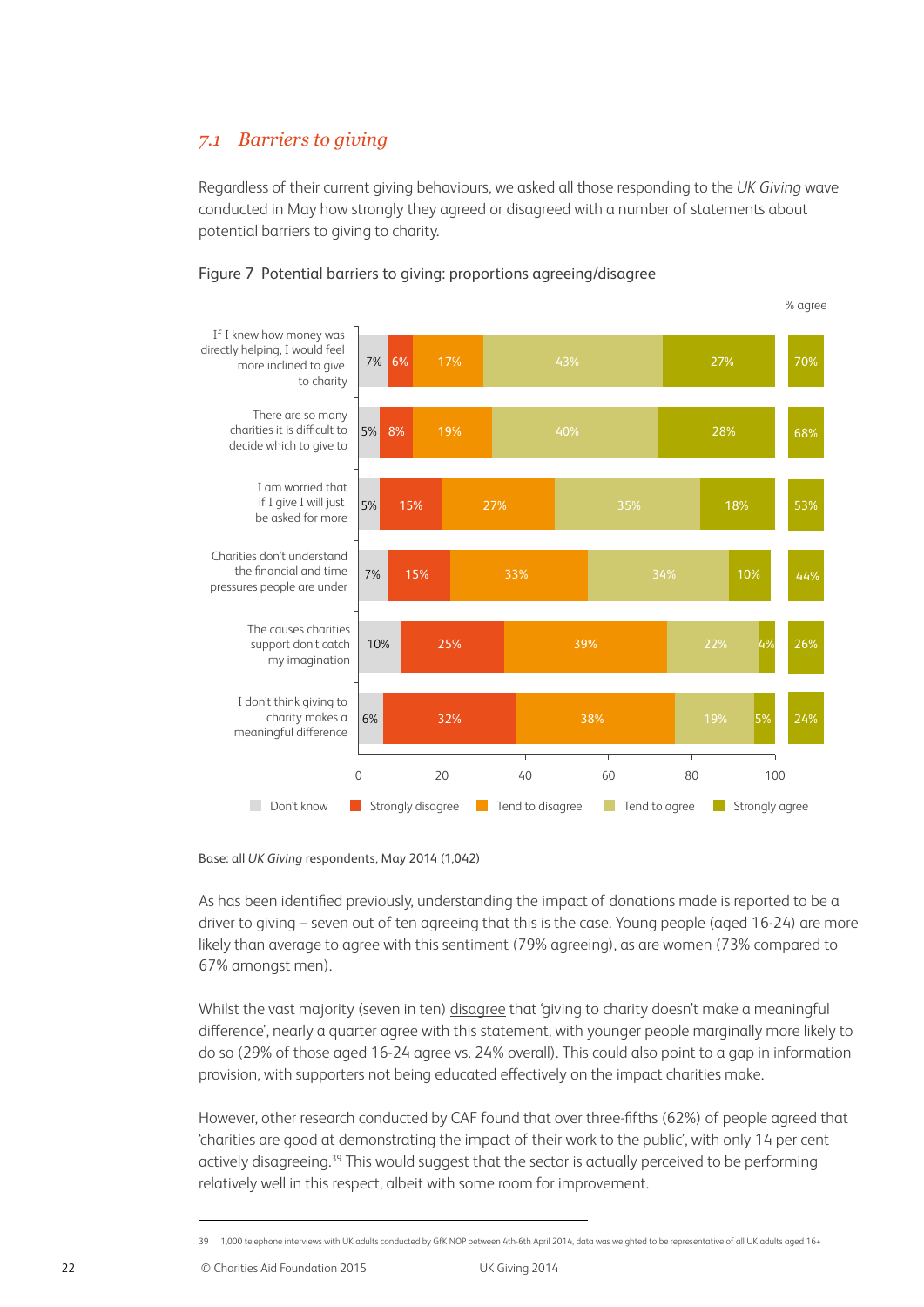## 7.1 *Barriers to giving*

Regardless of their current giving behaviours, we asked all those responding to the *UK Giving* wave conducted in May how strongly they agreed or disagreed with a number of statements about potential barriers to giving to charity.

Figure 7 Potential barriers to giving: proportions agreeing/disagree

| Statement | Don't know | Strongly disagree | Tend to disagree | Tend to agree | Strongly agree | % agree |
|---|---|---|---|---|---|---|
| If I knew how money was directly helping, I would feel more inclined to give to charity | 7% | 6% | 17% | 43% | 27% | 70% |
| There are so many charities it is difficult to decide which to give to | 5% | 8% | 19% | 40% | 28% | 68% |
| I am worried that if I give I will just be asked for more | 5% | 15% | 27% | 35% | 18% | 53% |
| Charities don't understand the financial and time pressures people are under | 7% | 15% | 33% | 34% | 10% | 44% |
| The causes charities support don't catch my imagination | 10% | 25% | 39% | 22% | 4% | 26% |
| I don't think giving to charity makes a meaningful difference | 6% | 32% | 38% | 19% | 5% | 24% |

Base: all *UK Giving* respondents, May 2014 (1,042)

As has been identified previously, understanding the impact of donations made is reported to be a driver to giving – seven out of ten agreeing that this is the case. Young people (aged 16-24) are more likely than average to agree with this sentiment (79% agreeing), as are women (73% compared to 67% amongst men).

Whilst the vast majority (seven in ten) disagree that 'giving to charity doesn't make a meaningful difference', nearly a quarter agree with this statement, with younger people marginally more likely to do so (29% of those aged 16-24 agree vs. 24% overall). This could also point to a gap in information provision, with supporters not being educated effectively on the impact charities make.

However, other research conducted by CAF found that over three-fifths (62%) of people agreed that 'charities are good at demonstrating the impact of their work to the public', with only 14 per cent actively disagreeing.[39] This would suggest that the sector is actually perceived to be performing relatively well in this respect, albeit with some room for improvement.

39 1,000 telephone interviews with UK adults conducted by GfK NOP between 4th-6th April 2014, data was weighted to be representative of all UK adults aged 16+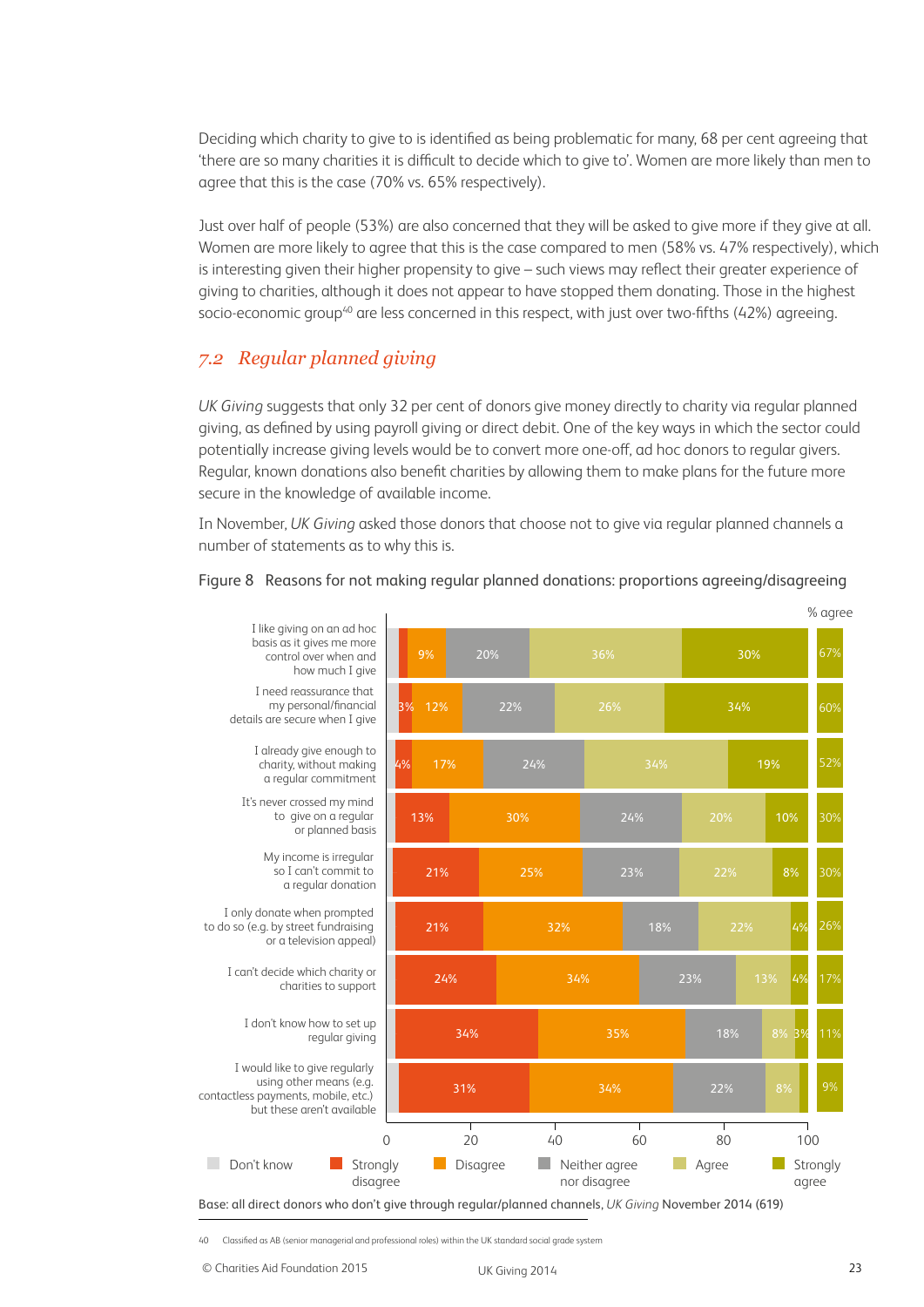Deciding which charity to give to is identified as being problematic for many, 68 per cent agreeing that 'there are so many charities it is difficult to decide which to give to'. Women are more likely than men to agree that this is the case (70% vs. 65% respectively).

Just over half of people (53%) are also concerned that they will be asked to give more if they give at all. Women are more likely to agree that this is the case compared to men (58% vs. 47% respectively), which is interesting given their higher propensity to give – such views may reflect their greater experience of giving to charities, although it does not appear to have stopped them donating. Those in the highest socio-economic group[40] are less concerned in this respect, with just over two-fifths (42%) agreeing.

## *7.2 Regular planned giving*

*UK Giving* suggests that only 32 per cent of donors give money directly to charity via regular planned giving, as defined by using payroll giving or direct debit. One of the key ways in which the sector could potentially increase giving levels would be to convert more one-off, ad hoc donors to regular givers. Regular, known donations also benefit charities by allowing them to make plans for the future more secure in the knowledge of available income.

In November, *UK Giving* asked those donors that choose not to give via regular planned channels a number of statements as to why this is.

Figure 8 Reasons for not making regular planned donations: proportions agreeing/disagreeing

| Statement | Strongly disagree | Disagree | Neither agree nor disagree | Agree | Strongly agree | % agree |
|---|---|---|---|---|---|---|
| I like giving on an ad hoc basis as it gives me more control over when and how much I give | | 9% | 20% | 36% | 30% | 67% |
| I need reassurance that my personal/financial details are secure when I give | 3% | 12% | 22% | 26% | 34% | 60% |
| I already give enough to charity, without making a regular commitment | 4% | 17% | 24% | 34% | 19% | 52% |
| It's never crossed my mind to give on a regular or planned basis | 13% | 30% | 24% | 20% | 10% | 30% |
| My income is irregular so I can't commit to a regular donation | 21% | 25% | 23% | 22% | 8% | 30% |
| I only donate when prompted to do so (e.g. by street fundraising or a television appeal) | 21% | 32% | 18% | 22% | 4% | 26% |
| I can't decide which charity or charities to support | 24% | 34% | 23% | 13% | 4% | 17% |
| I don't know how to set up regular giving | 34% | 35% | 18% | 8% | 3% | 11% |
| I would like to give regularly using other means (e.g. contactless payments, mobile, etc.) but these aren't available | 31% | 34% | 22% | 8% | | 9% |

Base: all direct donors who don't give through regular/planned channels, *UK Giving* November 2014 (619)

40 Classified as AB (senior managerial and professional roles) within the UK standard social grade system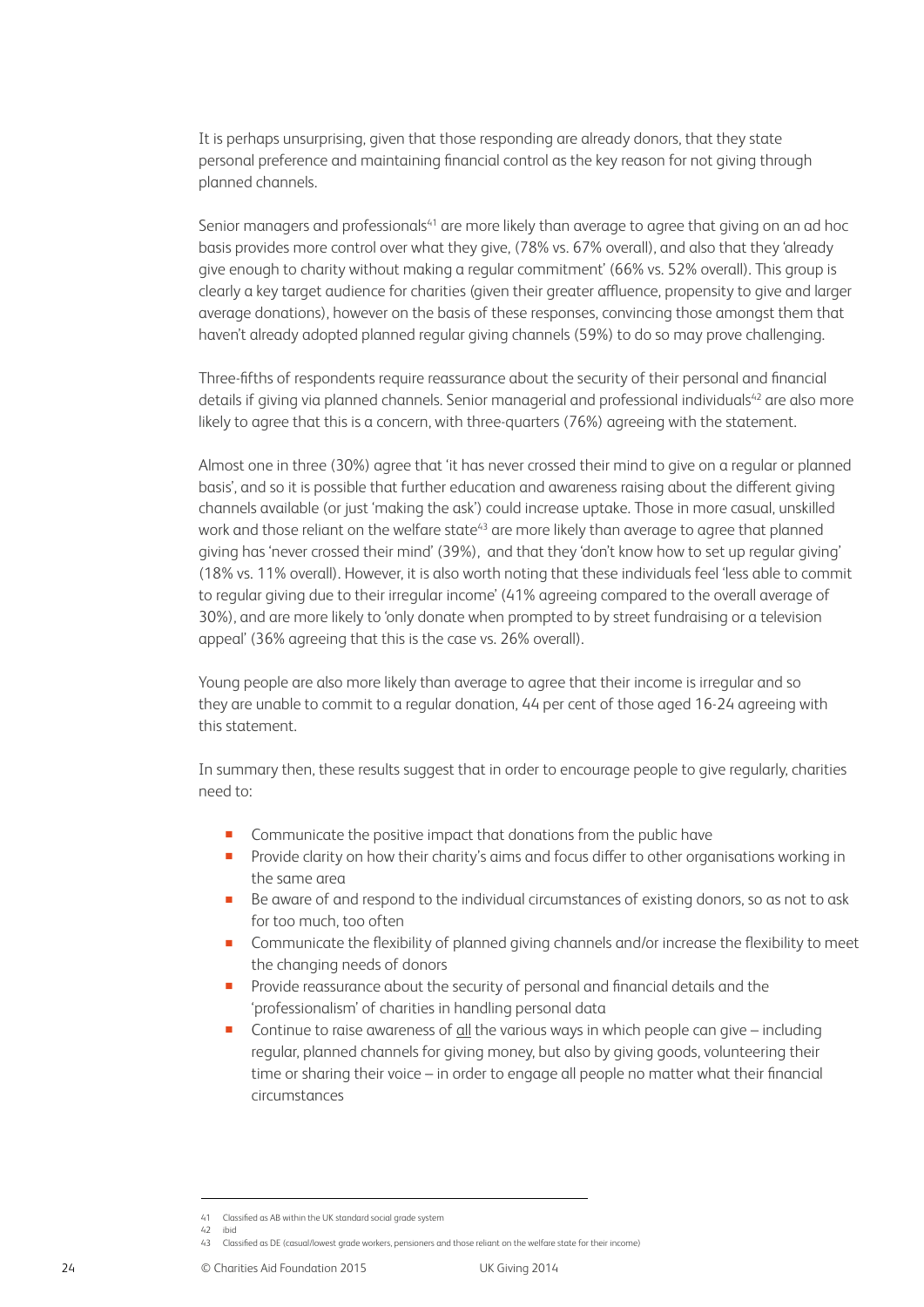It is perhaps unsurprising, given that those responding are already donors, that they state personal preference and maintaining financial control as the key reason for not giving through planned channels.

Senior managers and professionals[41] are more likely than average to agree that giving on an ad hoc basis provides more control over what they give, (78% vs. 67% overall), and also that they 'already give enough to charity without making a regular commitment' (66% vs. 52% overall). This group is clearly a key target audience for charities (given their greater affluence, propensity to give and larger average donations), however on the basis of these responses, convincing those amongst them that haven't already adopted planned regular giving channels (59%) to do so may prove challenging.

Three-fifths of respondents require reassurance about the security of their personal and financial details if giving via planned channels. Senior managerial and professional individuals[42] are also more likely to agree that this is a concern, with three-quarters (76%) agreeing with the statement.

Almost one in three (30%) agree that 'it has never crossed their mind to give on a regular or planned basis', and so it is possible that further education and awareness raising about the different giving channels available (or just 'making the ask') could increase uptake. Those in more casual, unskilled work and those reliant on the welfare state[43] are more likely than average to agree that planned giving has 'never crossed their mind' (39%), and that they 'don't know how to set up regular giving' (18% vs. 11% overall). However, it is also worth noting that these individuals feel 'less able to commit to regular giving due to their irregular income' (41% agreeing compared to the overall average of 30%), and are more likely to 'only donate when prompted to by street fundraising or a television appeal' (36% agreeing that this is the case vs. 26% overall).

Young people are also more likely than average to agree that their income is irregular and so they are unable to commit to a regular donation, 44 per cent of those aged 16-24 agreeing with this statement.

In summary then, these results suggest that in order to encourage people to give regularly, charities need to:

- Communicate the positive impact that donations from the public have
- Provide clarity on how their charity's aims and focus differ to other organisations working in the same area
- Be aware of and respond to the individual circumstances of existing donors, so as not to ask for too much, too often
- Communicate the flexibility of planned giving channels and/or increase the flexibility to meet the changing needs of donors
- Provide reassurance about the security of personal and financial details and the 'professionalism' of charities in handling personal data
- Continue to raise awareness of <u>all</u> the various ways in which people can give – including regular, planned channels for giving money, but also by giving goods, volunteering their time or sharing their voice – in order to engage all people no matter what their financial circumstances

---

41 Classified as AB within the UK standard social grade system

42 ibid

43 Classified as DE (casual/lowest grade workers, pensioners and those reliant on the welfare state for their income)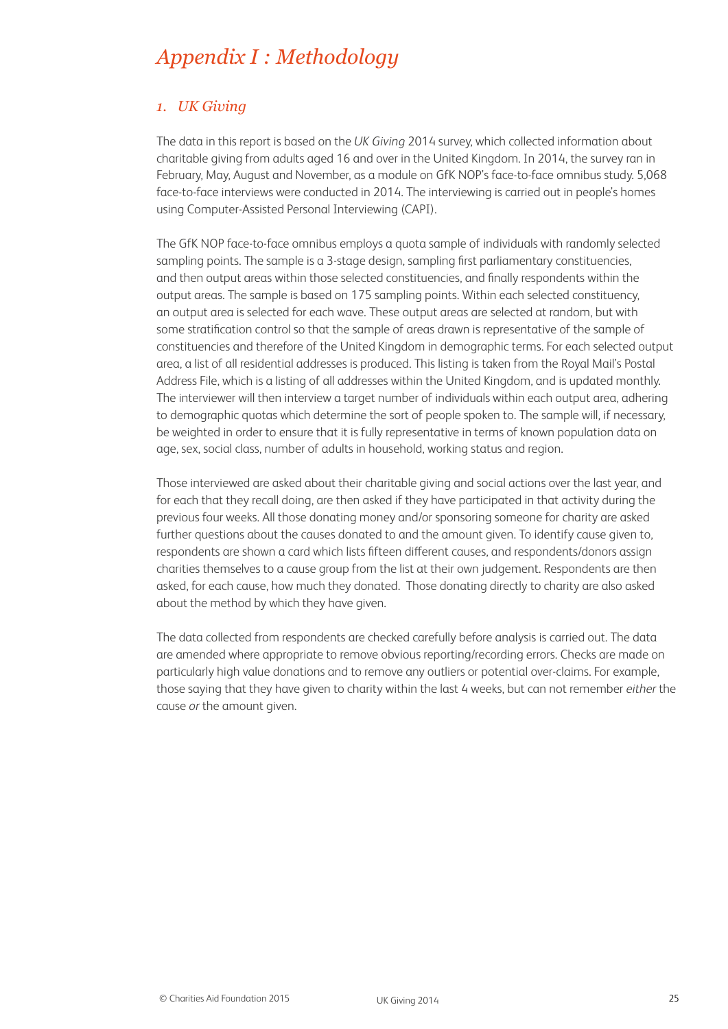# *Appendix I : Methodology*

## *1. UK Giving*

The data in this report is based on the *UK Giving* 2014 survey, which collected information about charitable giving from adults aged 16 and over in the United Kingdom. In 2014, the survey ran in February, May, August and November, as a module on GfK NOP's face-to-face omnibus study. 5,068 face-to-face interviews were conducted in 2014. The interviewing is carried out in people's homes using Computer-Assisted Personal Interviewing (CAPI).

The GfK NOP face-to-face omnibus employs a quota sample of individuals with randomly selected sampling points. The sample is a 3-stage design, sampling first parliamentary constituencies, and then output areas within those selected constituencies, and finally respondents within the output areas. The sample is based on 175 sampling points. Within each selected constituency, an output area is selected for each wave. These output areas are selected at random, but with some stratification control so that the sample of areas drawn is representative of the sample of constituencies and therefore of the United Kingdom in demographic terms. For each selected output area, a list of all residential addresses is produced. This listing is taken from the Royal Mail's Postal Address File, which is a listing of all addresses within the United Kingdom, and is updated monthly. The interviewer will then interview a target number of individuals within each output area, adhering to demographic quotas which determine the sort of people spoken to. The sample will, if necessary, be weighted in order to ensure that it is fully representative in terms of known population data on age, sex, social class, number of adults in household, working status and region.

Those interviewed are asked about their charitable giving and social actions over the last year, and for each that they recall doing, are then asked if they have participated in that activity during the previous four weeks. All those donating money and/or sponsoring someone for charity are asked further questions about the causes donated to and the amount given. To identify cause given to, respondents are shown a card which lists fifteen different causes, and respondents/donors assign charities themselves to a cause group from the list at their own judgement. Respondents are then asked, for each cause, how much they donated. Those donating directly to charity are also asked about the method by which they have given.

The data collected from respondents are checked carefully before analysis is carried out. The data are amended where appropriate to remove obvious reporting/recording errors. Checks are made on particularly high value donations and to remove any outliers or potential over-claims. For example, those saying that they have given to charity within the last 4 weeks, but can not remember *either* the cause *or* the amount given.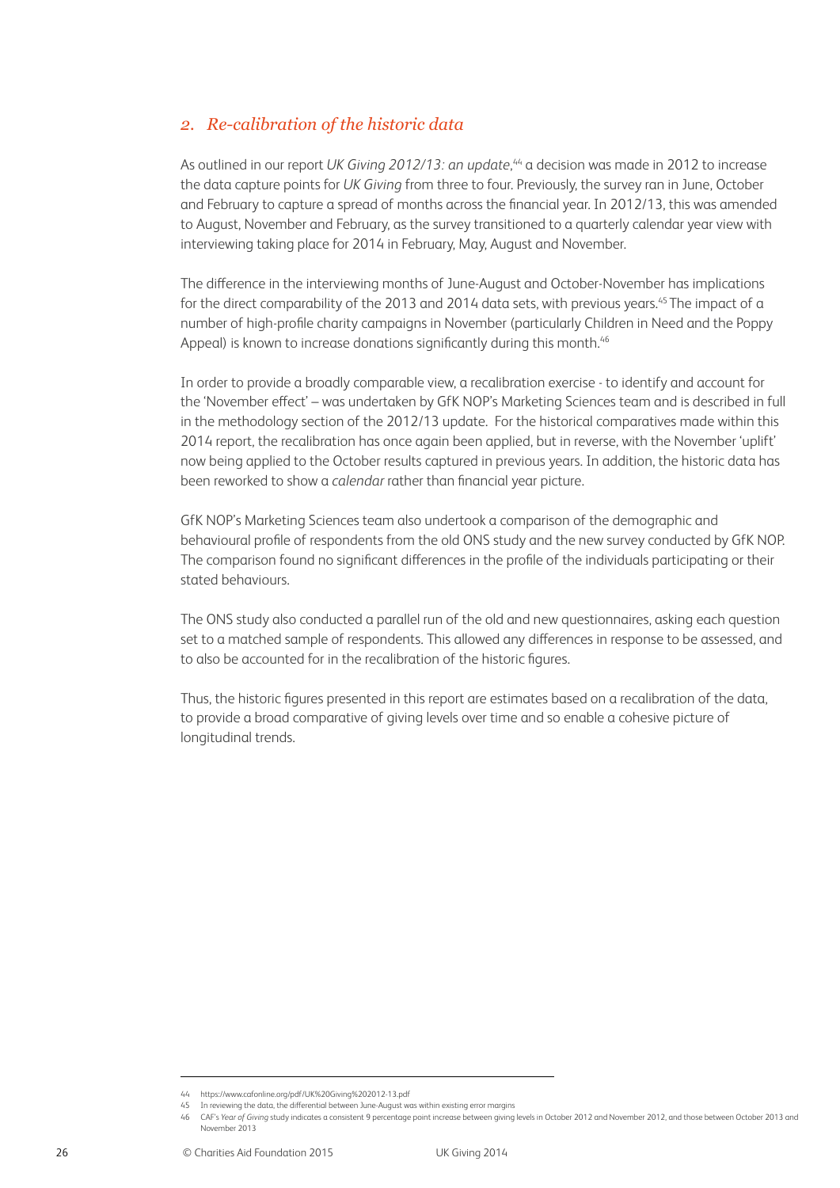## *2. Re-calibration of the historic data*

As outlined in our report *UK Giving 2012/13: an update*,[44] a decision was made in 2012 to increase the data capture points for *UK Giving* from three to four. Previously, the survey ran in June, October and February to capture a spread of months across the financial year. In 2012/13, this was amended to August, November and February, as the survey transitioned to a quarterly calendar year view with interviewing taking place for 2014 in February, May, August and November.

The difference in the interviewing months of June-August and October-November has implications for the direct comparability of the 2013 and 2014 data sets, with previous years.[45] The impact of a number of high-profile charity campaigns in November (particularly Children in Need and the Poppy Appeal) is known to increase donations significantly during this month.[46]

In order to provide a broadly comparable view, a recalibration exercise - to identify and account for the 'November effect' – was undertaken by GfK NOP's Marketing Sciences team and is described in full in the methodology section of the 2012/13 update. For the historical comparatives made within this 2014 report, the recalibration has once again been applied, but in reverse, with the November 'uplift' now being applied to the October results captured in previous years. In addition, the historic data has been reworked to show a *calendar* rather than financial year picture.

GfK NOP's Marketing Sciences team also undertook a comparison of the demographic and behavioural profile of respondents from the old ONS study and the new survey conducted by GfK NOP. The comparison found no significant differences in the profile of the individuals participating or their stated behaviours.

The ONS study also conducted a parallel run of the old and new questionnaires, asking each question set to a matched sample of respondents. This allowed any differences in response to be assessed, and to also be accounted for in the recalibration of the historic figures.

Thus, the historic figures presented in this report are estimates based on a recalibration of the data, to provide a broad comparative of giving levels over time and so enable a cohesive picture of longitudinal trends.

---

44 https://www.cafonline.org/pdf/UK%20Giving%202012-13.pdf

45 In reviewing the data, the differential between June-August was within existing error margins

46 CAF's *Year of Giving* study indicates a consistent 9 percentage point increase between giving levels in October 2012 and November 2012, and those between October 2013 and November 2013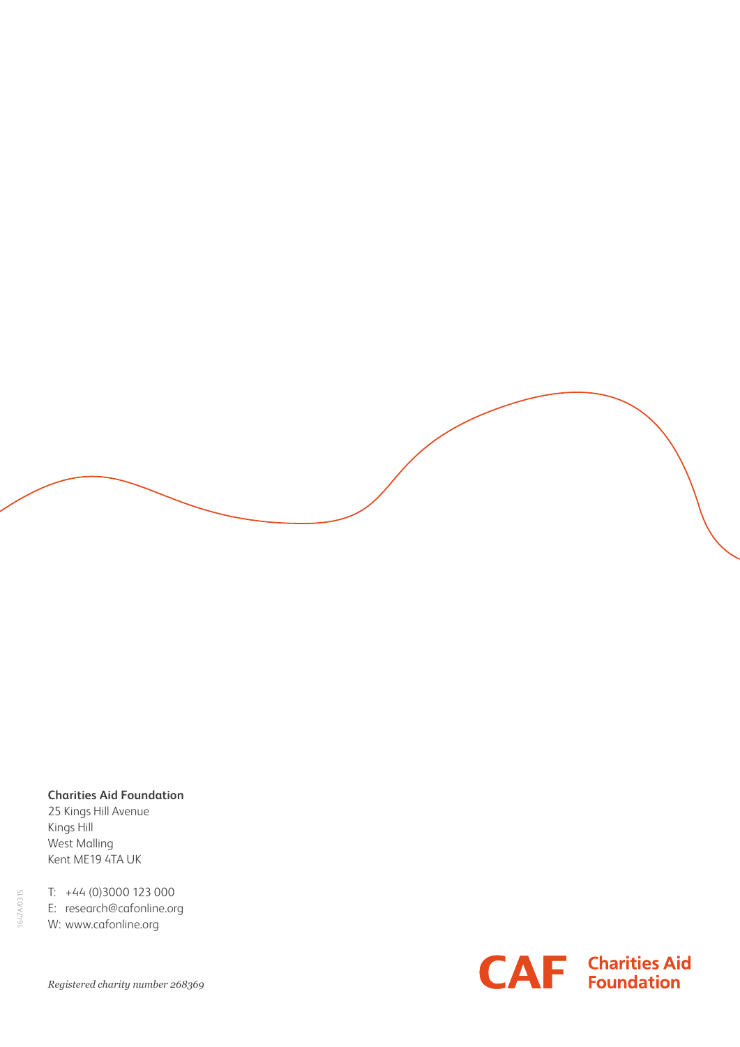**Charities Aid Foundation**
25 Kings Hill Avenue
Kings Hill
West Malling
Kent ME19 4TA UK

T: +44 (0)3000 123 000
E: research@cafonline.org
W: www.cafonline.org

1647A/0315

*Registered charity number 268369*

CAF Charities Aid Foundation